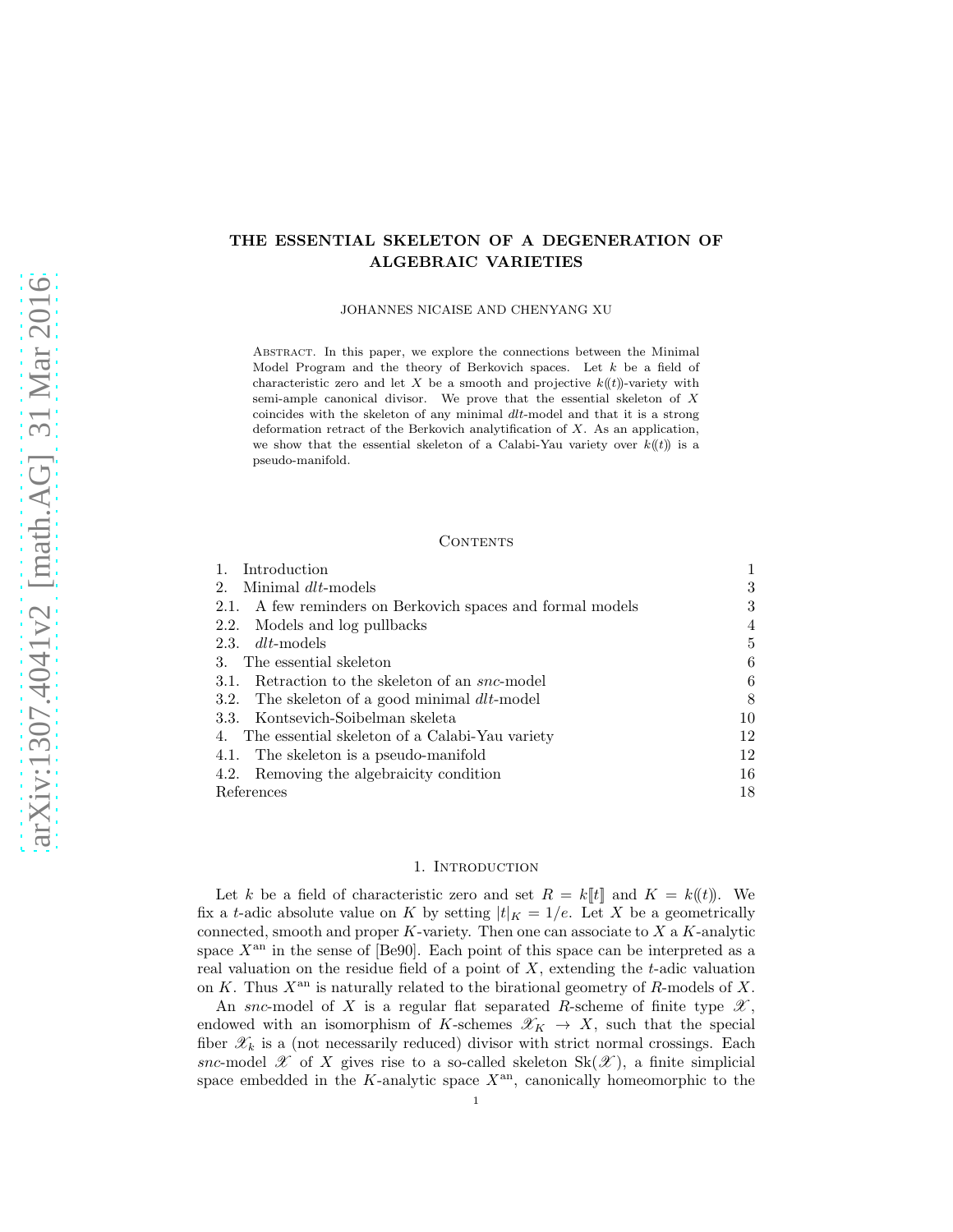# THE ESSENTIAL SKELETON OF A DEGENERATION OF ALGEBRAIC VARIETIES

JOHANNES NICAISE AND CHENYANG XU

ABSTRACT. In this paper, we explore the connections between the Minimal Model Program and the theory of Berkovich spaces. Let $k$ be a field of characteristic zero and let $X$ be a smooth and projective $k((t))$-variety with semi-ample canonical divisor. We prove that the essential skeleton of $X$ coincides with the skeleton of any minimal *dlt*-model and that it is a strong deformation retract of the Berkovich analytification of $X$. As an application, we show that the essential skeleton of a Calabi-Yau variety over $k((t))$ is a pseudo-manifold.

CONTENTS

| | |
|---|---|
| 1. Introduction | 1 |
| 2. Minimal *dlt*-models | 3 |
| 2.1. A few reminders on Berkovich spaces and formal models | 3 |
| 2.2. Models and log pullbacks | 4 |
| 2.3. *dlt*-models | 5 |
| 3. The essential skeleton | 6 |
| 3.1. Retraction to the skeleton of an *snc*-model | 6 |
| 3.2. The skeleton of a good minimal *dlt*-model | 8 |
| 3.3. Kontsevich-Soibelman skeleta | 10 |
| 4. The essential skeleton of a Calabi-Yau variety | 12 |
| 4.1. The skeleton is a pseudo-manifold | 12 |
| 4.2. Removing the algebraicity condition | 16 |
| References | 18 |

## 1. INTRODUCTION

Let $k$ be a field of characteristic zero and set $R = k[\![t]\!]$ and $K = k((t))$. We fix a $t$-adic absolute value on $K$ by setting $|t|_K = 1/e$. Let $X$ be a geometrically connected, smooth and proper $K$-variety. Then one can associate to $X$ a $K$-analytic space $X^{\mathrm{an}}$ in the sense of [Be90]. Each point of this space can be interpreted as a real valuation on the residue field of a point of $X$, extending the $t$-adic valuation on $K$. Thus $X^{\mathrm{an}}$ is naturally related to the birational geometry of $R$-models of $X$.

An *snc*-model of $X$ is a regular flat separated $R$-scheme of finite type $\mathscr{X}$, endowed with an isomorphism of $K$-schemes $\mathscr{X}_K \to X$, such that the special fiber $\mathscr{X}_k$ is a (not necessarily reduced) divisor with strict normal crossings. Each *snc*-model $\mathscr{X}$ of $X$ gives rise to a so-called skeleton $\mathrm{Sk}(\mathscr{X})$, a finite simplicial space embedded in the $K$-analytic space $X^{\mathrm{an}}$, canonically homeomorphic to the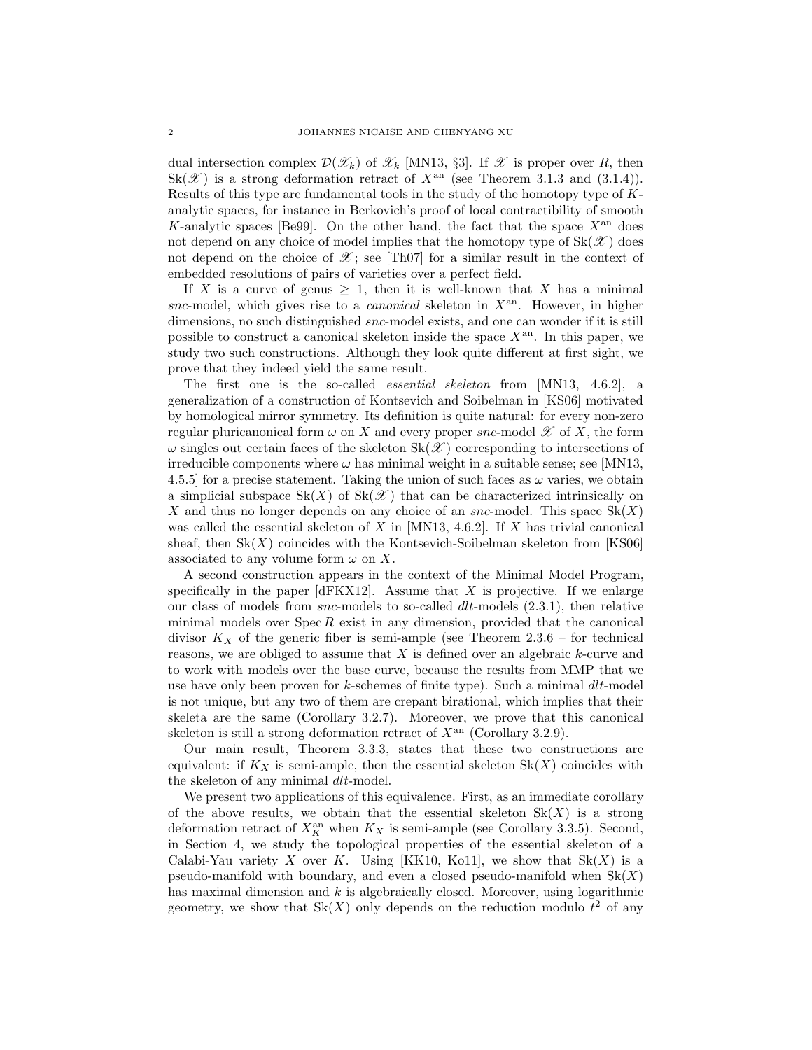dual intersection complex $\mathcal{D}(\mathscr{X}_k)$ of $\mathscr{X}_k$ [MN13, §3]. If $\mathscr{X}$ is proper over $R$, then $\mathrm{Sk}(\mathscr{X})$ is a strong deformation retract of $X^{\mathrm{an}}$ (see Theorem 3.1.3 and (3.1.4)). Results of this type are fundamental tools in the study of the homotopy type of $K$-analytic spaces, for instance in Berkovich's proof of local contractibility of smooth $K$-analytic spaces [Be99]. On the other hand, the fact that the space $X^{\mathrm{an}}$ does not depend on any choice of model implies that the homotopy type of $\mathrm{Sk}(\mathscr{X})$ does not depend on the choice of $\mathscr{X}$; see [Th07] for a similar result in the context of embedded resolutions of pairs of varieties over a perfect field.

If $X$ is a curve of genus $\geq 1$, then it is well-known that $X$ has a minimal *snc*-model, which gives rise to a *canonical* skeleton in $X^{\mathrm{an}}$. However, in higher dimensions, no such distinguished *snc*-model exists, and one can wonder if it is still possible to construct a canonical skeleton inside the space $X^{\mathrm{an}}$. In this paper, we study two such constructions. Although they look quite different at first sight, we prove that they indeed yield the same result.

The first one is the so-called *essential skeleton* from [MN13, 4.6.2], a generalization of a construction of Kontsevich and Soibelman in [KS06] motivated by homological mirror symmetry. Its definition is quite natural: for every non-zero regular pluricanonical form $\omega$ on $X$ and every proper *snc*-model $\mathscr{X}$ of $X$, the form $\omega$ singles out certain faces of the skeleton $\mathrm{Sk}(\mathscr{X})$ corresponding to intersections of irreducible components where $\omega$ has minimal weight in a suitable sense; see [MN13, 4.5.5] for a precise statement. Taking the union of such faces as $\omega$ varies, we obtain a simplicial subspace $\mathrm{Sk}(X)$ of $\mathrm{Sk}(\mathscr{X})$ that can be characterized intrinsically on $X$ and thus no longer depends on any choice of an *snc*-model. This space $\mathrm{Sk}(X)$ was called the essential skeleton of $X$ in [MN13, 4.6.2]. If $X$ has trivial canonical sheaf, then $\mathrm{Sk}(X)$ coincides with the Kontsevich-Soibelman skeleton from [KS06] associated to any volume form $\omega$ on $X$.

A second construction appears in the context of the Minimal Model Program, specifically in the paper [dFKX12]. Assume that $X$ is projective. If we enlarge our class of models from *snc*-models to so-called *dlt*-models (2.3.1), then relative minimal models over $\mathrm{Spec}\, R$ exist in any dimension, provided that the canonical divisor $K_X$ of the generic fiber is semi-ample (see Theorem 2.3.6 – for technical reasons, we are obliged to assume that $X$ is defined over an algebraic $k$-curve and to work with models over the base curve, because the results from MMP that we use have only been proven for $k$-schemes of finite type). Such a minimal *dlt*-model is not unique, but any two of them are crepant birational, which implies that their skeleta are the same (Corollary 3.2.7). Moreover, we prove that this canonical skeleton is still a strong deformation retract of $X^{\mathrm{an}}$ (Corollary 3.2.9).

Our main result, Theorem 3.3.3, states that these two constructions are equivalent: if $K_X$ is semi-ample, then the essential skeleton $\mathrm{Sk}(X)$ coincides with the skeleton of any minimal *dlt*-model.

We present two applications of this equivalence. First, as an immediate corollary of the above results, we obtain that the essential skeleton $\mathrm{Sk}(X)$ is a strong deformation retract of $X_K^{\mathrm{an}}$ when $K_X$ is semi-ample (see Corollary 3.3.5). Second, in Section 4, we study the topological properties of the essential skeleton of a Calabi-Yau variety $X$ over $K$. Using [KK10, Ko11], we show that $\mathrm{Sk}(X)$ is a pseudo-manifold with boundary, and even a closed pseudo-manifold when $\mathrm{Sk}(X)$ has maximal dimension and $k$ is algebraically closed. Moreover, using logarithmic geometry, we show that $\mathrm{Sk}(X)$ only depends on the reduction modulo $t^2$ of any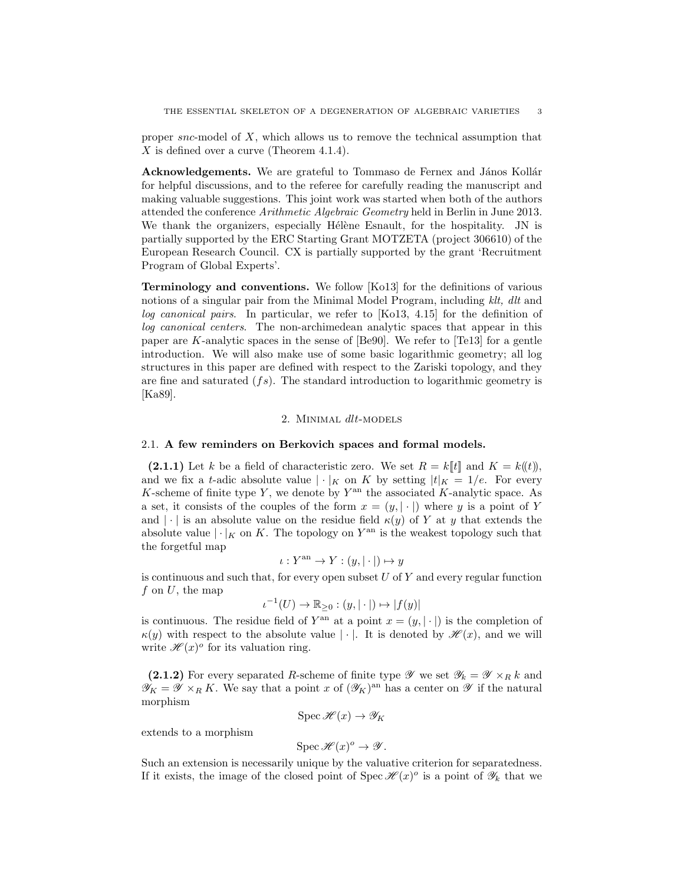proper *snc*-model of $X$, which allows us to remove the technical assumption that $X$ is defined over a curve (Theorem 4.1.4).

**Acknowledgements.** We are grateful to Tommaso de Fernex and János Kollár for helpful discussions, and to the referee for carefully reading the manuscript and making valuable suggestions. This joint work was started when both of the authors attended the conference *Arithmetic Algebraic Geometry* held in Berlin in June 2013. We thank the organizers, especially Hélène Esnault, for the hospitality. JN is partially supported by the ERC Starting Grant MOTZETA (project 306610) of the European Research Council. CX is partially supported by the grant 'Recruitment Program of Global Experts'.

**Terminology and conventions.** We follow [Ko13] for the definitions of various notions of a singular pair from the Minimal Model Program, including *klt, dlt* and *log canonical pairs*. In particular, we refer to [Ko13, 4.15] for the definition of *log canonical centers*. The non-archimedean analytic spaces that appear in this paper are $K$-analytic spaces in the sense of [Be90]. We refer to [Te13] for a gentle introduction. We will also make use of some basic logarithmic geometry; all log structures in this paper are defined with respect to the Zariski topology, and they are fine and saturated ($fs$). The standard introduction to logarithmic geometry is [Ka89].

## 2. Minimal *dlt*-models

### 2.1. A few reminders on Berkovich spaces and formal models.

**(2.1.1)** Let $k$ be a field of characteristic zero. We set $R = k[\![t]\!]$ and $K = k(\!(t)\!)$, and we fix a $t$-adic absolute value $|\cdot|_K$ on $K$ by setting $|t|_K = 1/e$. For every $K$-scheme of finite type $Y$, we denote by $Y^{\mathrm{an}}$ the associated $K$-analytic space. As a set, it consists of the couples of the form $x = (y, |\cdot|)$ where $y$ is a point of $Y$ and $|\cdot|$ is an absolute value on the residue field $\kappa(y)$ of $Y$ at $y$ that extends the absolute value $|\cdot|_K$ on $K$. The topology on $Y^{\mathrm{an}}$ is the weakest topology such that the forgetful map

$$\iota : Y^{\mathrm{an}} \to Y : (y, |\cdot|) \mapsto y$$

is continuous and such that, for every open subset $U$ of $Y$ and every regular function $f$ on $U$, the map

$$\iota^{-1}(U) \to \mathbb{R}_{\geq 0} : (y, |\cdot|) \mapsto |f(y)|$$

is continuous. The residue field of $Y^{\mathrm{an}}$ at a point $x = (y, |\cdot|)$ is the completion of $\kappa(y)$ with respect to the absolute value $|\cdot|$. It is denoted by $\mathscr{H}(x)$, and we will write $\mathscr{H}(x)^o$ for its valuation ring.

**(2.1.2)** For every separated $R$-scheme of finite type $\mathscr{Y}$ we set $\mathscr{Y}_k = \mathscr{Y} \times_R k$ and $\mathscr{Y}_K = \mathscr{Y} \times_R K$. We say that a point $x$ of $(\mathscr{Y}_K)^{\mathrm{an}}$ has a center on $\mathscr{Y}$ if the natural morphism

$$\operatorname{Spec} \mathscr{H}(x) \to \mathscr{Y}_K$$

extends to a morphism

$$\operatorname{Spec} \mathscr{H}(x)^o \to \mathscr{Y}.$$

Such an extension is necessarily unique by the valuative criterion for separatedness. If it exists, the image of the closed point of $\operatorname{Spec} \mathscr{H}(x)^o$ is a point of $\mathscr{Y}_k$ that we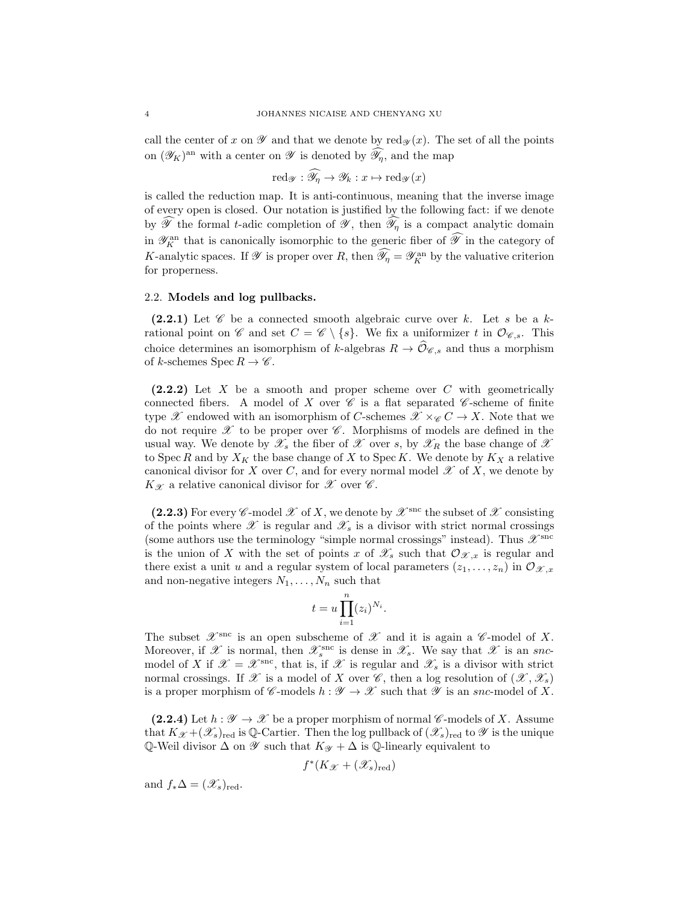call the center of $x$ on $\mathscr{Y}$ and that we denote by $\mathrm{red}_{\mathscr{Y}}(x)$. The set of all the points on $(\mathscr{Y}_K)^{\mathrm{an}}$ with a center on $\mathscr{Y}$ is denoted by $\widehat{\mathscr{Y}_\eta}$, and the map

$$\mathrm{red}_{\mathscr{Y}} : \widehat{\mathscr{Y}_\eta} \to \mathscr{Y}_k : x \mapsto \mathrm{red}_{\mathscr{Y}}(x)$$

is called the reduction map. It is anti-continuous, meaning that the inverse image of every open is closed. Our notation is justified by the following fact: if we denote by $\widehat{\mathscr{Y}}$ the formal $t$-adic completion of $\mathscr{Y}$, then $\widehat{\mathscr{Y}_\eta}$ is a compact analytic domain in $\mathscr{Y}_K^{\mathrm{an}}$ that is canonically isomorphic to the generic fiber of $\widehat{\mathscr{Y}}$ in the category of $K$-analytic spaces. If $\mathscr{Y}$ is proper over $R$, then $\widehat{\mathscr{Y}_\eta} = \mathscr{Y}_K^{\mathrm{an}}$ by the valuative criterion for properness.

## 2.2. Models and log pullbacks.

**(2.2.1)** Let $\mathscr{C}$ be a connected smooth algebraic curve over $k$. Let $s$ be a $k$-rational point on $\mathscr{C}$ and set $C = \mathscr{C} \setminus \{s\}$. We fix a uniformizer $t$ in $\mathcal{O}_{\mathscr{C},s}$. This choice determines an isomorphism of $k$-algebras $R \to \widehat{\mathcal{O}}_{\mathscr{C},s}$ and thus a morphism of $k$-schemes $\operatorname{Spec} R \to \mathscr{C}$.

**(2.2.2)** Let $X$ be a smooth and proper scheme over $C$ with geometrically connected fibers. A model of $X$ over $\mathscr{C}$ is a flat separated $\mathscr{C}$-scheme of finite type $\mathscr{X}$ endowed with an isomorphism of $C$-schemes $\mathscr{X} \times_{\mathscr{C}} C \to X$. Note that we do not require $\mathscr{X}$ to be proper over $\mathscr{C}$. Morphisms of models are defined in the usual way. We denote by $\mathscr{X}_s$ the fiber of $\mathscr{X}$ over $s$, by $\mathscr{X}_R$ the base change of $\mathscr{X}$ to $\operatorname{Spec} R$ and by $X_K$ the base change of $X$ to $\operatorname{Spec} K$. We denote by $K_X$ a relative canonical divisor for $X$ over $C$, and for every normal model $\mathscr{X}$ of $X$, we denote by $K_{\mathscr{X}}$ a relative canonical divisor for $\mathscr{X}$ over $\mathscr{C}$.

**(2.2.3)** For every $\mathscr{C}$-model $\mathscr{X}$ of $X$, we denote by $\mathscr{X}^{\mathrm{snc}}$ the subset of $\mathscr{X}$ consisting of the points where $\mathscr{X}$ is regular and $\mathscr{X}_s$ is a divisor with strict normal crossings (some authors use the terminology "simple normal crossings" instead). Thus $\mathscr{X}^{\mathrm{snc}}$ is the union of $X$ with the set of points $x$ of $\mathscr{X}_s$ such that $\mathcal{O}_{\mathscr{X},x}$ is regular and there exist a unit $u$ and a regular system of local parameters $(z_1, \ldots, z_n)$ in $\mathcal{O}_{\mathscr{X},x}$ and non-negative integers $N_1, \ldots, N_n$ such that

$$t = u \prod_{i=1}^{n} (z_i)^{N_i}.$$

The subset $\mathscr{X}^{\mathrm{snc}}$ is an open subscheme of $\mathscr{X}$ and it is again a $\mathscr{C}$-model of $X$. Moreover, if $\mathscr{X}$ is normal, then $\mathscr{X}_s^{\mathrm{snc}}$ is dense in $\mathscr{X}_s$. We say that $\mathscr{X}$ is an *snc*-model of $X$ if $\mathscr{X} = \mathscr{X}^{\mathrm{snc}}$, that is, if $\mathscr{X}$ is regular and $\mathscr{X}_s$ is a divisor with strict normal crossings. If $\mathscr{X}$ is a model of $X$ over $\mathscr{C}$, then a log resolution of $(\mathscr{X}, \mathscr{X}_s)$ is a proper morphism of $\mathscr{C}$-models $h : \mathscr{Y} \to \mathscr{X}$ such that $\mathscr{Y}$ is an *snc*-model of $X$.

**(2.2.4)** Let $h : \mathscr{Y} \to \mathscr{X}$ be a proper morphism of normal $\mathscr{C}$-models of $X$. Assume that $K_{\mathscr{X}} + (\mathscr{X}_s)_{\mathrm{red}}$ is $\mathbb{Q}$-Cartier. Then the log pullback of $(\mathscr{X}_s)_{\mathrm{red}}$ to $\mathscr{Y}$ is the unique $\mathbb{Q}$-Weil divisor $\Delta$ on $\mathscr{Y}$ such that $K_{\mathscr{Y}} + \Delta$ is $\mathbb{Q}$-linearly equivalent to

$$f^*(K_{\mathscr{X}} + (\mathscr{X}_s)_{\mathrm{red}})$$

and $f_*\Delta = (\mathscr{X}_s)_{\mathrm{red}}$.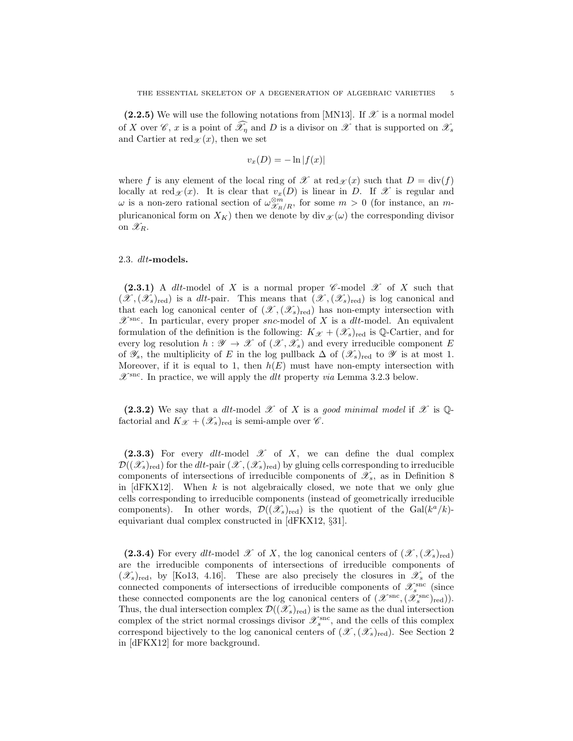**(2.2.5)** We will use the following notations from [MN13]. If $\mathscr{X}$ is a normal model of $X$ over $\mathscr{C}$, $x$ is a point of $\widehat{\mathscr{X}_\eta}$ and $D$ is a divisor on $\mathscr{X}$ that is supported on $\mathscr{X}_s$ and Cartier at $\mathrm{red}_{\mathscr{X}}(x)$, then we set

$$v_x(D) = -\ln|f(x)|$$

where $f$ is any element of the local ring of $\mathscr{X}$ at $\mathrm{red}_{\mathscr{X}}(x)$ such that $D = \mathrm{div}(f)$ locally at $\mathrm{red}_{\mathscr{X}}(x)$. It is clear that $v_x(D)$ is linear in $D$. If $\mathscr{X}$ is regular and $\omega$ is a non-zero rational section of $\omega^{\otimes m}_{\mathscr{X}_R/R}$, for some $m > 0$ (for instance, an $m$-pluricanonical form on $X_K$) then we denote by $\mathrm{div}_{\mathscr{X}}(\omega)$ the corresponding divisor on $\mathscr{X}_R$.

## 2.3. *dlt*-models.

**(2.3.1)** A *dlt*-model of $X$ is a normal proper $\mathscr{C}$-model $\mathscr{X}$ of $X$ such that $(\mathscr{X}, (\mathscr{X}_s)_{\mathrm{red}})$ is a *dlt*-pair. This means that $(\mathscr{X}, (\mathscr{X}_s)_{\mathrm{red}})$ is log canonical and that each log canonical center of $(\mathscr{X}, (\mathscr{X}_s)_{\mathrm{red}})$ has non-empty intersection with $\mathscr{X}^{\mathrm{snc}}$. In particular, every proper *snc*-model of $X$ is a *dlt*-model. An equivalent formulation of the definition is the following: $K_{\mathscr{X}} + (\mathscr{X}_s)_{\mathrm{red}}$ is $\mathbb{Q}$-Cartier, and for every log resolution $h : \mathscr{Y} \to \mathscr{X}$ of $(\mathscr{X}, \mathscr{X}_s)$ and every irreducible component $E$ of $\mathscr{Y}_s$, the multiplicity of $E$ in the log pullback $\Delta$ of $(\mathscr{X}_s)_{\mathrm{red}}$ to $\mathscr{Y}$ is at most 1. Moreover, if it is equal to 1, then $h(E)$ must have non-empty intersection with $\mathscr{X}^{\mathrm{snc}}$. In practice, we will apply the *dlt* property *via* Lemma 3.2.3 below.

**(2.3.2)** We say that a *dlt*-model $\mathscr{X}$ of $X$ is a *good minimal model* if $\mathscr{X}$ is $\mathbb{Q}$-factorial and $K_{\mathscr{X}} + (\mathscr{X}_s)_{\mathrm{red}}$ is semi-ample over $\mathscr{C}$.

**(2.3.3)** For every *dlt*-model $\mathscr{X}$ of $X$, we can define the dual complex $\mathcal{D}((\mathscr{X}_s)_{\mathrm{red}})$ for the *dlt*-pair $(\mathscr{X}, (\mathscr{X}_s)_{\mathrm{red}})$ by gluing cells corresponding to irreducible components of intersections of irreducible components of $\mathscr{X}_s$, as in Definition 8 in [dFKX12]. When $k$ is not algebraically closed, we note that we only glue cells corresponding to irreducible components (instead of geometrically irreducible components). In other words, $\mathcal{D}((\mathscr{X}_s)_{\mathrm{red}})$ is the quotient of the $\mathrm{Gal}(k^a/k)$-equivariant dual complex constructed in [dFKX12, §31].

**(2.3.4)** For every *dlt*-model $\mathscr{X}$ of $X$, the log canonical centers of $(\mathscr{X}, (\mathscr{X}_s)_{\mathrm{red}})$ are the irreducible components of intersections of irreducible components of $(\mathscr{X}_s)_{\mathrm{red}}$, by [Ko13, 4.16]. These are also precisely the closures in $\mathscr{X}_s$ of the connected components of intersections of irreducible components of $\mathscr{X}_s^{\mathrm{snc}}$ (since these connected components are the log canonical centers of $(\mathscr{X}^{\mathrm{snc}}, (\mathscr{X}_s^{\mathrm{snc}})_{\mathrm{red}})$). Thus, the dual intersection complex $\mathcal{D}((\mathscr{X}_s)_{\mathrm{red}})$ is the same as the dual intersection complex of the strict normal crossings divisor $\mathscr{X}_s^{\mathrm{snc}}$, and the cells of this complex correspond bijectively to the log canonical centers of $(\mathscr{X}, (\mathscr{X}_s)_{\mathrm{red}})$. See Section 2 in [dFKX12] for more background.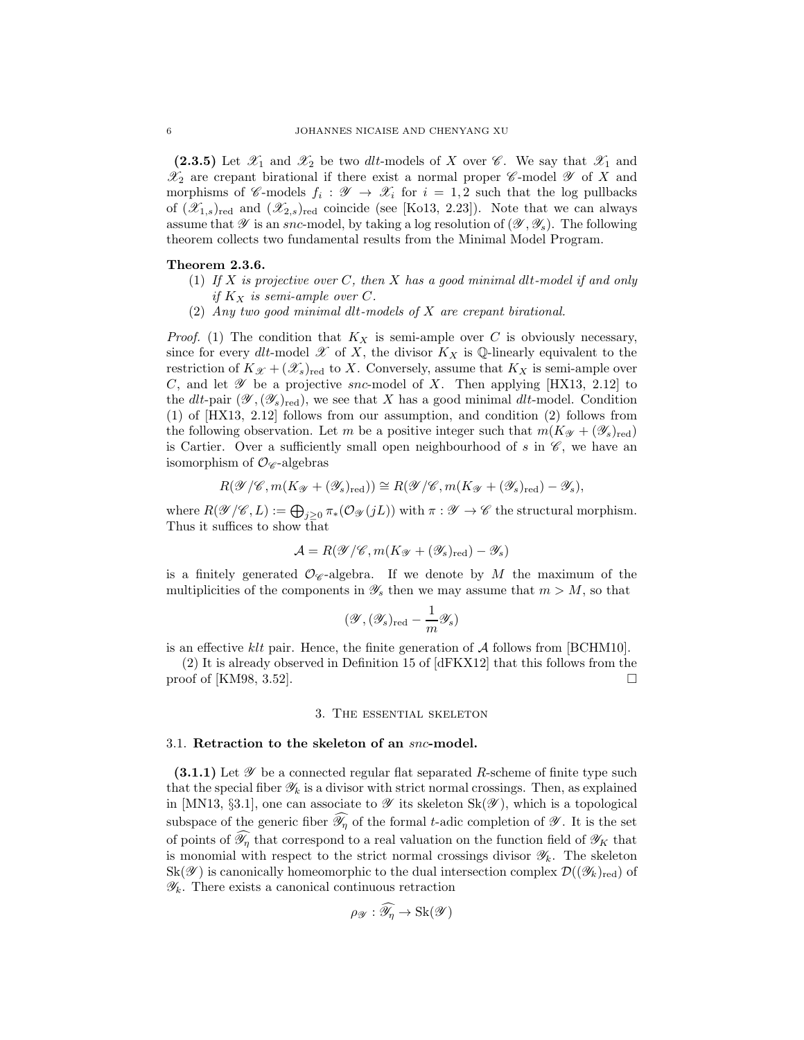**(2.3.5)** Let $\mathscr{X}_1$ and $\mathscr{X}_2$ be two *dlt*-models of $X$ over $\mathscr{C}$. We say that $\mathscr{X}_1$ and $\mathscr{X}_2$ are crepant birational if there exist a normal proper $\mathscr{C}$-model $\mathscr{Y}$ of $X$ and morphisms of $\mathscr{C}$-models $f_i : \mathscr{Y} \to \mathscr{X}_i$ for $i = 1, 2$ such that the log pullbacks of $(\mathscr{X}_{1,s})_{\mathrm{red}}$ and $(\mathscr{X}_{2,s})_{\mathrm{red}}$ coincide (see [Ko13, 2.23]). Note that we can always assume that $\mathscr{Y}$ is an *snc*-model, by taking a log resolution of $(\mathscr{Y}, \mathscr{Y}_s)$. The following theorem collects two fundamental results from the Minimal Model Program.

**Theorem 2.3.6.**

1. *If $X$ is projective over $C$, then $X$ has a good minimal dlt-model if and only if $K_X$ is semi-ample over $C$.*
2. *Any two good minimal dlt-models of $X$ are crepant birational.*

*Proof.* (1) The condition that $K_X$ is semi-ample over $C$ is obviously necessary, since for every *dlt*-model $\mathscr{X}$ of $X$, the divisor $K_X$ is $\mathbb{Q}$-linearly equivalent to the restriction of $K_{\mathscr{X}} + (\mathscr{X}_s)_{\mathrm{red}}$ to $X$. Conversely, assume that $K_X$ is semi-ample over $C$, and let $\mathscr{Y}$ be a projective *snc*-model of $X$. Then applying [HX13, 2.12] to the *dlt*-pair $(\mathscr{Y}, (\mathscr{Y}_s)_{\mathrm{red}})$, we see that $X$ has a good minimal *dlt*-model. Condition (1) of [HX13, 2.12] follows from our assumption, and condition (2) follows from the following observation. Let $m$ be a positive integer such that $m(K_{\mathscr{Y}} + (\mathscr{Y}_s)_{\mathrm{red}})$ is Cartier. Over a sufficiently small open neighbourhood of $s$ in $\mathscr{C}$, we have an isomorphism of $\mathcal{O}_{\mathscr{C}}$-algebras

$$R(\mathscr{Y}/\mathscr{C}, m(K_{\mathscr{Y}} + (\mathscr{Y}_s)_{\mathrm{red}})) \cong R(\mathscr{Y}/\mathscr{C}, m(K_{\mathscr{Y}} + (\mathscr{Y}_s)_{\mathrm{red}}) - \mathscr{Y}_s),$$

where $R(\mathscr{Y}/\mathscr{C}, L) := \bigoplus_{j \geq 0} \pi_*(\mathcal{O}_{\mathscr{Y}}(jL))$ with $\pi : \mathscr{Y} \to \mathscr{C}$ the structural morphism. Thus it suffices to show that

$$\mathcal{A} = R(\mathscr{Y}/\mathscr{C}, m(K_{\mathscr{Y}} + (\mathscr{Y}_s)_{\mathrm{red}}) - \mathscr{Y}_s)$$

is a finitely generated $\mathcal{O}_{\mathscr{C}}$-algebra. If we denote by $M$ the maximum of the multiplicities of the components in $\mathscr{Y}_s$ then we may assume that $m > M$, so that

$$(\mathscr{Y}, (\mathscr{Y}_s)_{\mathrm{red}} - \frac{1}{m}\mathscr{Y}_s)$$

is an effective *klt* pair. Hence, the finite generation of $\mathcal{A}$ follows from [BCHM10].

(2) It is already observed in Definition 15 of [dFKX12] that this follows from the proof of [KM98, 3.52]. $\square$

## 3. The essential skeleton

### 3.1. Retraction to the skeleton of an *snc*-model.

**(3.1.1)** Let $\mathscr{Y}$ be a connected regular flat separated $R$-scheme of finite type such that the special fiber $\mathscr{Y}_k$ is a divisor with strict normal crossings. Then, as explained in [MN13, §3.1], one can associate to $\mathscr{Y}$ its skeleton $\mathrm{Sk}(\mathscr{Y})$, which is a topological subspace of the generic fiber $\widehat{\mathscr{Y}_\eta}$ of the formal $t$-adic completion of $\mathscr{Y}$. It is the set of points of $\widehat{\mathscr{Y}_\eta}$ that correspond to a real valuation on the function field of $\mathscr{Y}_K$ that is monomial with respect to the strict normal crossings divisor $\mathscr{Y}_k$. The skeleton $\mathrm{Sk}(\mathscr{Y})$ is canonically homeomorphic to the dual intersection complex $\mathcal{D}((\mathscr{Y}_k)_{\mathrm{red}})$ of $\mathscr{Y}_k$. There exists a canonical continuous retraction

$$\rho_{\mathscr{Y}} : \widehat{\mathscr{Y}_\eta} \to \mathrm{Sk}(\mathscr{Y})$$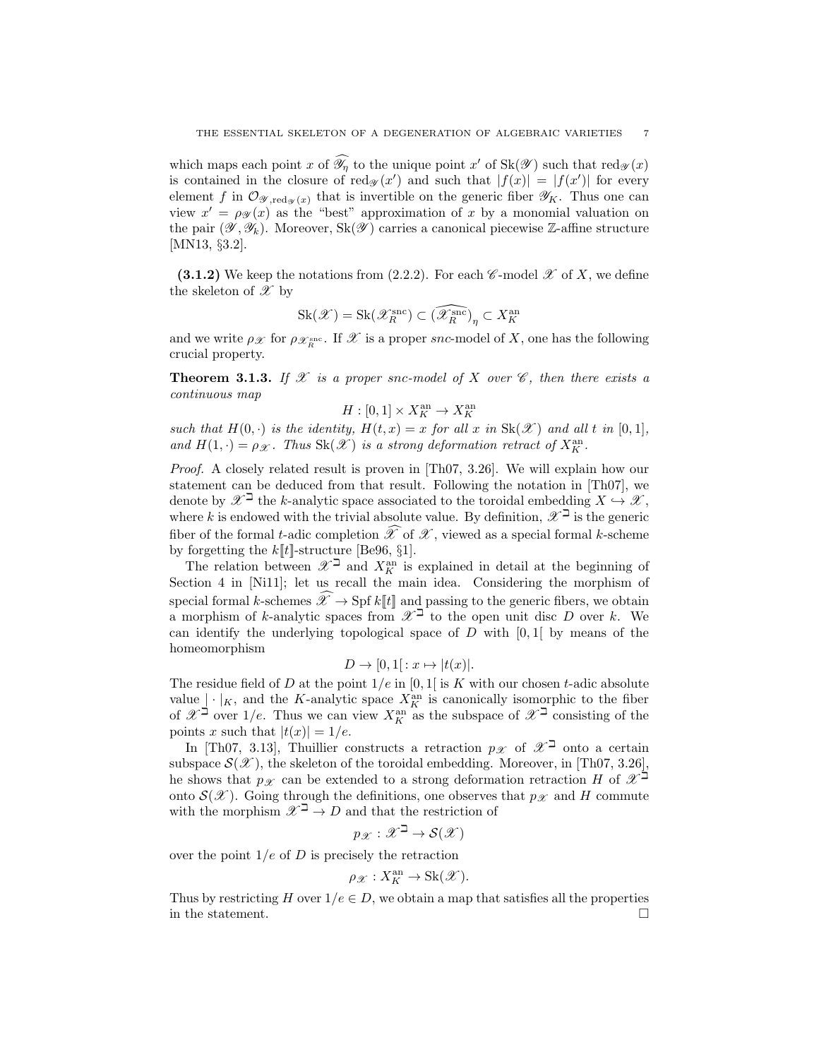which maps each point $x$ of $\widehat{\mathscr{Y}_\eta}$ to the unique point $x'$ of $\mathrm{Sk}(\mathscr{Y})$ such that $\mathrm{red}_{\mathscr{Y}}(x)$ is contained in the closure of $\mathrm{red}_{\mathscr{Y}}(x')$ and such that $|f(x)| = |f(x')|$ for every element $f$ in $\mathcal{O}_{\mathscr{Y},\mathrm{red}_{\mathscr{Y}}(x)}$ that is invertible on the generic fiber $\mathscr{Y}_K$. Thus one can view $x' = \rho_{\mathscr{Y}}(x)$ as the "best" approximation of $x$ by a monomial valuation on the pair $(\mathscr{Y}, \mathscr{Y}_k)$. Moreover, $\mathrm{Sk}(\mathscr{Y})$ carries a canonical piecewise $\mathbb{Z}$-affine structure [MN13, §3.2].

**(3.1.2)** We keep the notations from (2.2.2). For each $\mathscr{C}$-model $\mathscr{X}$ of $X$, we define the skeleton of $\mathscr{X}$ by

$$\mathrm{Sk}(\mathscr{X}) = \mathrm{Sk}(\mathscr{X}_R^{\mathrm{snc}}) \subset (\widehat{\mathscr{X}_R^{\mathrm{snc}}})_\eta \subset X_K^{\mathrm{an}}$$

and we write $\rho_{\mathscr{X}}$ for $\rho_{\mathscr{X}_R^{\mathrm{snc}}}$. If $\mathscr{X}$ is a proper *snc*-model of $X$, one has the following crucial property.

**Theorem 3.1.3.** *If $\mathscr{X}$ is a proper snc-model of $X$ over $\mathscr{C}$, then there exists a continuous map*

$$H : [0,1] \times X_K^{\mathrm{an}} \to X_K^{\mathrm{an}}$$

*such that $H(0,\cdot)$ is the identity, $H(t,x) = x$ for all $x$ in $\mathrm{Sk}(\mathscr{X})$ and all $t$ in $[0,1]$, and $H(1,\cdot) = \rho_{\mathscr{X}}$. Thus $\mathrm{Sk}(\mathscr{X})$ is a strong deformation retract of $X_K^{\mathrm{an}}$.*

*Proof.* A closely related result is proven in [Th07, 3.26]. We will explain how our statement can be deduced from that result. Following the notation in [Th07], we denote by $\mathscr{X}^{\beth}$ the $k$-analytic space associated to the toroidal embedding $X \hookrightarrow \mathscr{X}$, where $k$ is endowed with the trivial absolute value. By definition, $\mathscr{X}^{\beth}$ is the generic fiber of the formal $t$-adic completion $\widehat{\mathscr{X}}$ of $\mathscr{X}$, viewed as a special formal $k$-scheme by forgetting the $k[\![t]\!]$-structure [Be96, §1].

The relation between $\mathscr{X}^{\beth}$ and $X_K^{\mathrm{an}}$ is explained in detail at the beginning of Section 4 in [Ni11]; let us recall the main idea. Considering the morphism of special formal $k$-schemes $\widehat{\mathscr{X}} \to \mathrm{Spf}\, k[\![t]\!]$ and passing to the generic fibers, we obtain a morphism of $k$-analytic spaces from $\mathscr{X}^{\beth}$ to the open unit disc $D$ over $k$. We can identify the underlying topological space of $D$ with $[0,1[$ by means of the homeomorphism

$$D \to [0,1[ : x \mapsto |t(x)|.$$

The residue field of $D$ at the point $1/e$ in $[0,1[$ is $K$ with our chosen $t$-adic absolute value $|\cdot|_K$, and the $K$-analytic space $X_K^{\mathrm{an}}$ is canonically isomorphic to the fiber of $\mathscr{X}^{\beth}$ over $1/e$. Thus we can view $X_K^{\mathrm{an}}$ as the subspace of $\mathscr{X}^{\beth}$ consisting of the points $x$ such that $|t(x)| = 1/e$.

In [Th07, 3.13], Thuillier constructs a retraction $p_{\mathscr{X}}$ of $\mathscr{X}^{\beth}$ onto a certain subspace $\mathcal{S}(\mathscr{X})$, the skeleton of the toroidal embedding. Moreover, in [Th07, 3.26], he shows that $p_{\mathscr{X}}$ can be extended to a strong deformation retraction $H$ of $\mathscr{X}^{\beth}$ onto $\mathcal{S}(\mathscr{X})$. Going through the definitions, one observes that $p_{\mathscr{X}}$ and $H$ commute with the morphism $\mathscr{X}^{\beth} \to D$ and that the restriction of

$$p_{\mathscr{X}} : \mathscr{X}^{\beth} \to \mathcal{S}(\mathscr{X})$$

over the point $1/e$ of $D$ is precisely the retraction

$$\rho_{\mathscr{X}} : X_K^{\mathrm{an}} \to \mathrm{Sk}(\mathscr{X}).$$

Thus by restricting $H$ over $1/e \in D$, we obtain a map that satisfies all the properties in the statement. $\square$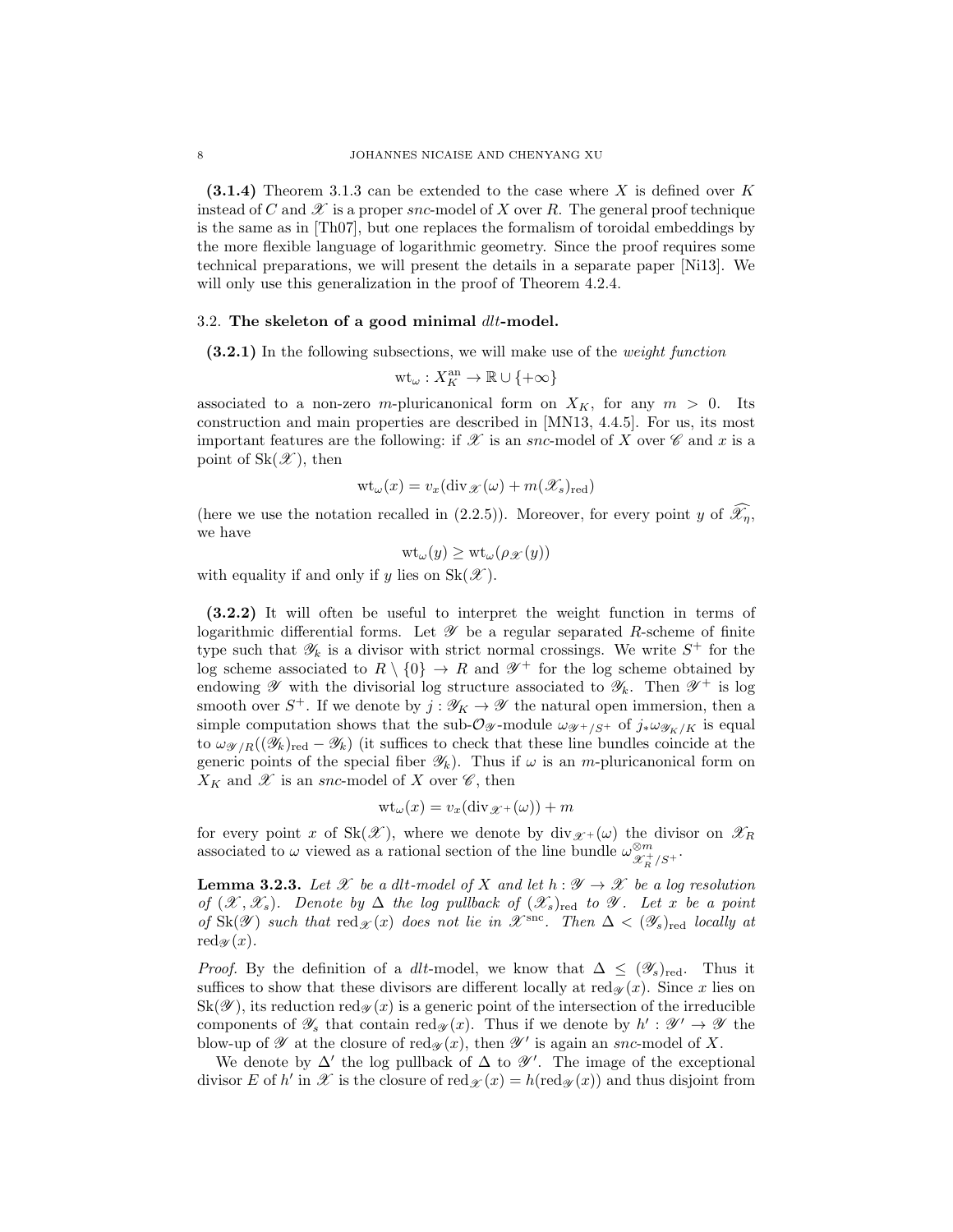**(3.1.4)** Theorem 3.1.3 can be extended to the case where $X$ is defined over $K$ instead of $C$ and $\mathscr{X}$ is a proper *snc*-model of $X$ over $R$. The general proof technique is the same as in [Th07], but one replaces the formalism of toroidal embeddings by the more flexible language of logarithmic geometry. Since the proof requires some technical preparations, we will present the details in a separate paper [Ni13]. We will only use this generalization in the proof of Theorem 4.2.4.

### 3.2. The skeleton of a good minimal *dlt*-model.

**(3.2.1)** In the following subsections, we will make use of the *weight function*

$$\mathrm{wt}_\omega : X_K^{\mathrm{an}} \to \mathbb{R} \cup \{+\infty\}$$

associated to a non-zero $m$-pluricanonical form on $X_K$, for any $m > 0$. Its construction and main properties are described in [MN13, 4.4.5]. For us, its most important features are the following: if $\mathscr{X}$ is an *snc*-model of $X$ over $\mathscr{C}$ and $x$ is a point of $\mathrm{Sk}(\mathscr{X})$, then

$$\mathrm{wt}_\omega(x) = v_x(\mathrm{div}_{\mathscr{X}}(\omega) + m(\mathscr{X}_s)_{\mathrm{red}})$$

(here we use the notation recalled in (2.2.5)). Moreover, for every point $y$ of $\widehat{\mathscr{X}_\eta}$, we have

$$\mathrm{wt}_\omega(y) \geq \mathrm{wt}_\omega(\rho_{\mathscr{X}}(y))$$

with equality if and only if $y$ lies on $\mathrm{Sk}(\mathscr{X})$.

**(3.2.2)** It will often be useful to interpret the weight function in terms of logarithmic differential forms. Let $\mathscr{Y}$ be a regular separated $R$-scheme of finite type such that $\mathscr{Y}_k$ is a divisor with strict normal crossings. We write $S^+$ for the log scheme associated to $R \setminus \{0\} \to R$ and $\mathscr{Y}^+$ for the log scheme obtained by endowing $\mathscr{Y}$ with the divisorial log structure associated to $\mathscr{Y}_k$. Then $\mathscr{Y}^+$ is log smooth over $S^+$. If we denote by $j : \mathscr{Y}_K \to \mathscr{Y}$ the natural open immersion, then a simple computation shows that the sub-$\mathcal{O}_{\mathscr{Y}}$-module $\omega_{\mathscr{Y}^+/S^+}$ of $j_*\omega_{\mathscr{Y}_K/K}$ is equal to $\omega_{\mathscr{Y}/R}((\mathscr{Y}_k)_{\mathrm{red}} - \mathscr{Y}_k)$ (it suffices to check that these line bundles coincide at the generic points of the special fiber $\mathscr{Y}_k$). Thus if $\omega$ is an $m$-pluricanonical form on $X_K$ and $\mathscr{X}$ is an *snc*-model of $X$ over $\mathscr{C}$, then

$$\mathrm{wt}_\omega(x) = v_x(\mathrm{div}_{\mathscr{X}^+}(\omega)) + m$$

for every point $x$ of $\mathrm{Sk}(\mathscr{X})$, where we denote by $\mathrm{div}_{\mathscr{X}^+}(\omega)$ the divisor on $\mathscr{X}_R$ associated to $\omega$ viewed as a rational section of the line bundle $\omega^{\otimes m}_{\mathscr{X}_R^+/S^+}$.

**Lemma 3.2.3.** *Let $\mathscr{X}$ be a dlt-model of $X$ and let $h : \mathscr{Y} \to \mathscr{X}$ be a log resolution of $(\mathscr{X}, \mathscr{X}_s)$. Denote by $\Delta$ the log pullback of $(\mathscr{X}_s)_{\mathrm{red}}$ to $\mathscr{Y}$. Let $x$ be a point of $\mathrm{Sk}(\mathscr{Y})$ such that $\mathrm{red}_{\mathscr{X}}(x)$ does not lie in $\mathscr{X}^{\mathrm{snc}}$. Then $\Delta < (\mathscr{Y}_s)_{\mathrm{red}}$ locally at $\mathrm{red}_{\mathscr{Y}}(x)$.*

*Proof.* By the definition of a *dlt*-model, we know that $\Delta \leq (\mathscr{Y}_s)_{\mathrm{red}}$. Thus it suffices to show that these divisors are different locally at $\mathrm{red}_{\mathscr{Y}}(x)$. Since $x$ lies on $\mathrm{Sk}(\mathscr{Y})$, its reduction $\mathrm{red}_{\mathscr{Y}}(x)$ is a generic point of the intersection of the irreducible components of $\mathscr{Y}_s$ that contain $\mathrm{red}_{\mathscr{Y}}(x)$. Thus if we denote by $h' : \mathscr{Y}' \to \mathscr{Y}$ the blow-up of $\mathscr{Y}$ at the closure of $\mathrm{red}_{\mathscr{Y}}(x)$, then $\mathscr{Y}'$ is again an *snc*-model of $X$.

We denote by $\Delta'$ the log pullback of $\Delta$ to $\mathscr{Y}'$. The image of the exceptional divisor $E$ of $h'$ in $\mathscr{X}$ is the closure of $\mathrm{red}_{\mathscr{X}}(x) = h(\mathrm{red}_{\mathscr{Y}}(x))$ and thus disjoint from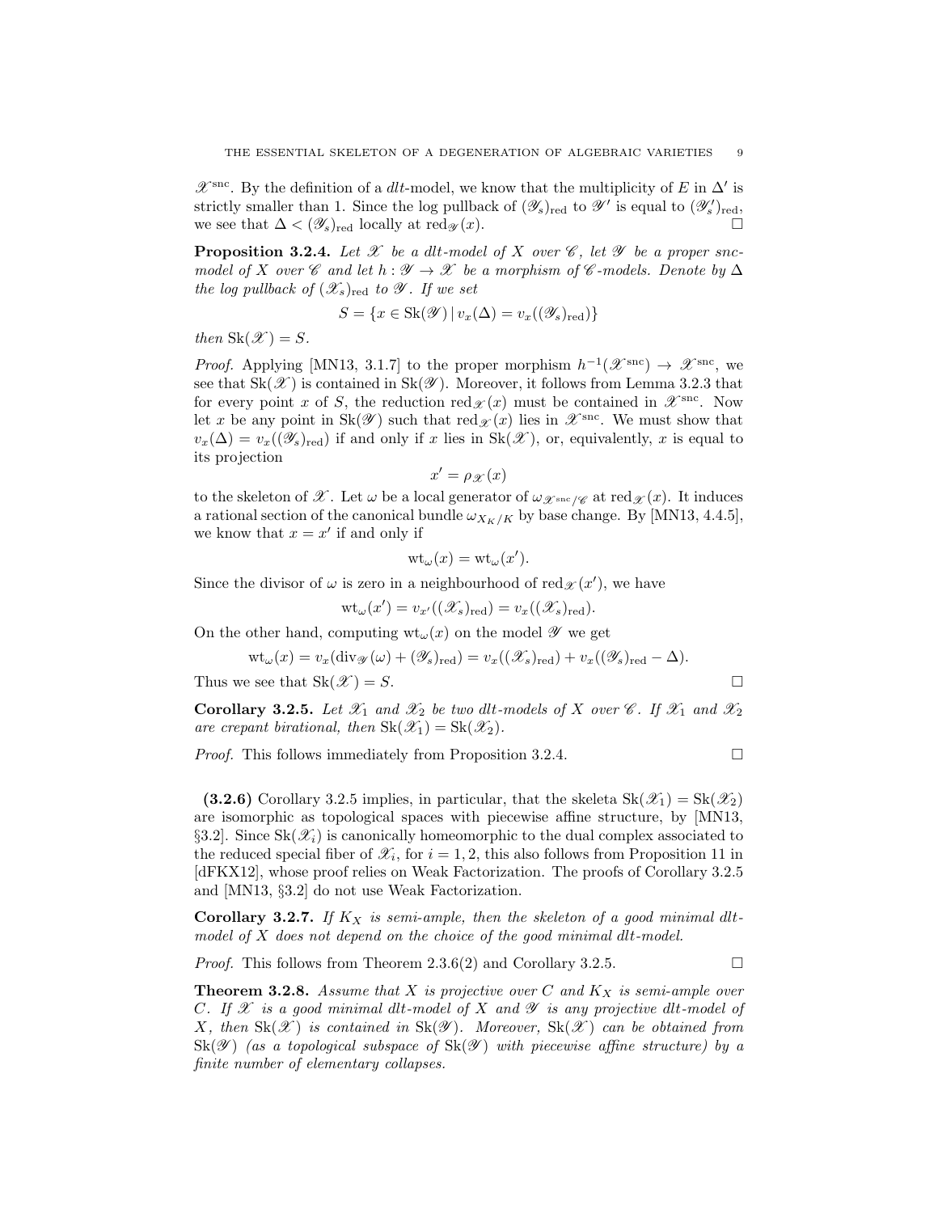$\mathscr{X}^{\mathrm{snc}}$. By the definition of a *dlt*-model, we know that the multiplicity of $E$ in $\Delta'$ is strictly smaller than 1. Since the log pullback of $(\mathscr{Y}_s)_{\mathrm{red}}$ to $\mathscr{Y}'$ is equal to $(\mathscr{Y}'_s)_{\mathrm{red}}$, we see that $\Delta < (\mathscr{Y}_s)_{\mathrm{red}}$ locally at $\mathrm{red}_{\mathscr{Y}}(x)$. □

**Proposition 3.2.4.** *Let $\mathscr{X}$ be a dlt-model of $X$ over $\mathscr{C}$, let $\mathscr{Y}$ be a proper snc-model of $X$ over $\mathscr{C}$ and let $h : \mathscr{Y} \to \mathscr{X}$ be a morphism of $\mathscr{C}$-models. Denote by $\Delta$ the log pullback of $(\mathscr{X}_s)_{\mathrm{red}}$ to $\mathscr{Y}$. If we set*

$$S = \{x \in \mathrm{Sk}(\mathscr{Y}) \mid v_x(\Delta) = v_x((\mathscr{Y}_s)_{\mathrm{red}})\}$$

*then $\mathrm{Sk}(\mathscr{X}) = S$.*

*Proof.* Applying [MN13, 3.1.7] to the proper morphism $h^{-1}(\mathscr{X}^{\mathrm{snc}}) \to \mathscr{X}^{\mathrm{snc}}$, we see that $\mathrm{Sk}(\mathscr{X})$ is contained in $\mathrm{Sk}(\mathscr{Y})$. Moreover, it follows from Lemma 3.2.3 that for every point $x$ of $S$, the reduction $\mathrm{red}_{\mathscr{X}}(x)$ must be contained in $\mathscr{X}^{\mathrm{snc}}$. Now let $x$ be any point in $\mathrm{Sk}(\mathscr{Y})$ such that $\mathrm{red}_{\mathscr{X}}(x)$ lies in $\mathscr{X}^{\mathrm{snc}}$. We must show that $v_x(\Delta) = v_x((\mathscr{Y}_s)_{\mathrm{red}})$ if and only if $x$ lies in $\mathrm{Sk}(\mathscr{X})$, or, equivalently, $x$ is equal to its projection

$$x' = \rho_{\mathscr{X}}(x)$$

to the skeleton of $\mathscr{X}$. Let $\omega$ be a local generator of $\omega_{\mathscr{X}^{\mathrm{snc}}/\mathscr{C}}$ at $\mathrm{red}_{\mathscr{X}}(x)$. It induces a rational section of the canonical bundle $\omega_{X_K/K}$ by base change. By [MN13, 4.4.5], we know that $x = x'$ if and only if

$$\mathrm{wt}_{\omega}(x) = \mathrm{wt}_{\omega}(x').$$

Since the divisor of $\omega$ is zero in a neighbourhood of $\mathrm{red}_{\mathscr{X}}(x')$, we have

$$\mathrm{wt}_{\omega}(x') = v_{x'}((\mathscr{X}_s)_{\mathrm{red}}) = v_x((\mathscr{X}_s)_{\mathrm{red}}).$$

On the other hand, computing $\mathrm{wt}_{\omega}(x)$ on the model $\mathscr{Y}$ we get

$$\mathrm{wt}_{\omega}(x) = v_x(\mathrm{div}_{\mathscr{Y}}(\omega) + (\mathscr{Y}_s)_{\mathrm{red}}) = v_x((\mathscr{X}_s)_{\mathrm{red}}) + v_x((\mathscr{Y}_s)_{\mathrm{red}} - \Delta).$$

Thus we see that $\mathrm{Sk}(\mathscr{X}) = S$. □

**Corollary 3.2.5.** *Let $\mathscr{X}_1$ and $\mathscr{X}_2$ be two dlt-models of $X$ over $\mathscr{C}$. If $\mathscr{X}_1$ and $\mathscr{X}_2$ are crepant birational, then $\mathrm{Sk}(\mathscr{X}_1) = \mathrm{Sk}(\mathscr{X}_2)$.*

*Proof.* This follows immediately from Proposition 3.2.4. □

**(3.2.6)** Corollary 3.2.5 implies, in particular, that the skeleta $\mathrm{Sk}(\mathscr{X}_1) = \mathrm{Sk}(\mathscr{X}_2)$ are isomorphic as topological spaces with piecewise affine structure, by [MN13, §3.2]. Since $\mathrm{Sk}(\mathscr{X}_i)$ is canonically homeomorphic to the dual complex associated to the reduced special fiber of $\mathscr{X}_i$, for $i = 1, 2$, this also follows from Proposition 11 in [dFKX12], whose proof relies on Weak Factorization. The proofs of Corollary 3.2.5 and [MN13, §3.2] do not use Weak Factorization.

**Corollary 3.2.7.** *If $K_X$ is semi-ample, then the skeleton of a good minimal dlt-model of $X$ does not depend on the choice of the good minimal dlt-model.*

*Proof.* This follows from Theorem 2.3.6(2) and Corollary 3.2.5. □

**Theorem 3.2.8.** *Assume that $X$ is projective over $C$ and $K_X$ is semi-ample over $C$. If $\mathscr{X}$ is a good minimal dlt-model of $X$ and $\mathscr{Y}$ is any projective dlt-model of $X$, then $\mathrm{Sk}(\mathscr{X})$ is contained in $\mathrm{Sk}(\mathscr{Y})$. Moreover, $\mathrm{Sk}(\mathscr{X})$ can be obtained from $\mathrm{Sk}(\mathscr{Y})$ (as a topological subspace of $\mathrm{Sk}(\mathscr{Y})$ with piecewise affine structure) by a finite number of elementary collapses.*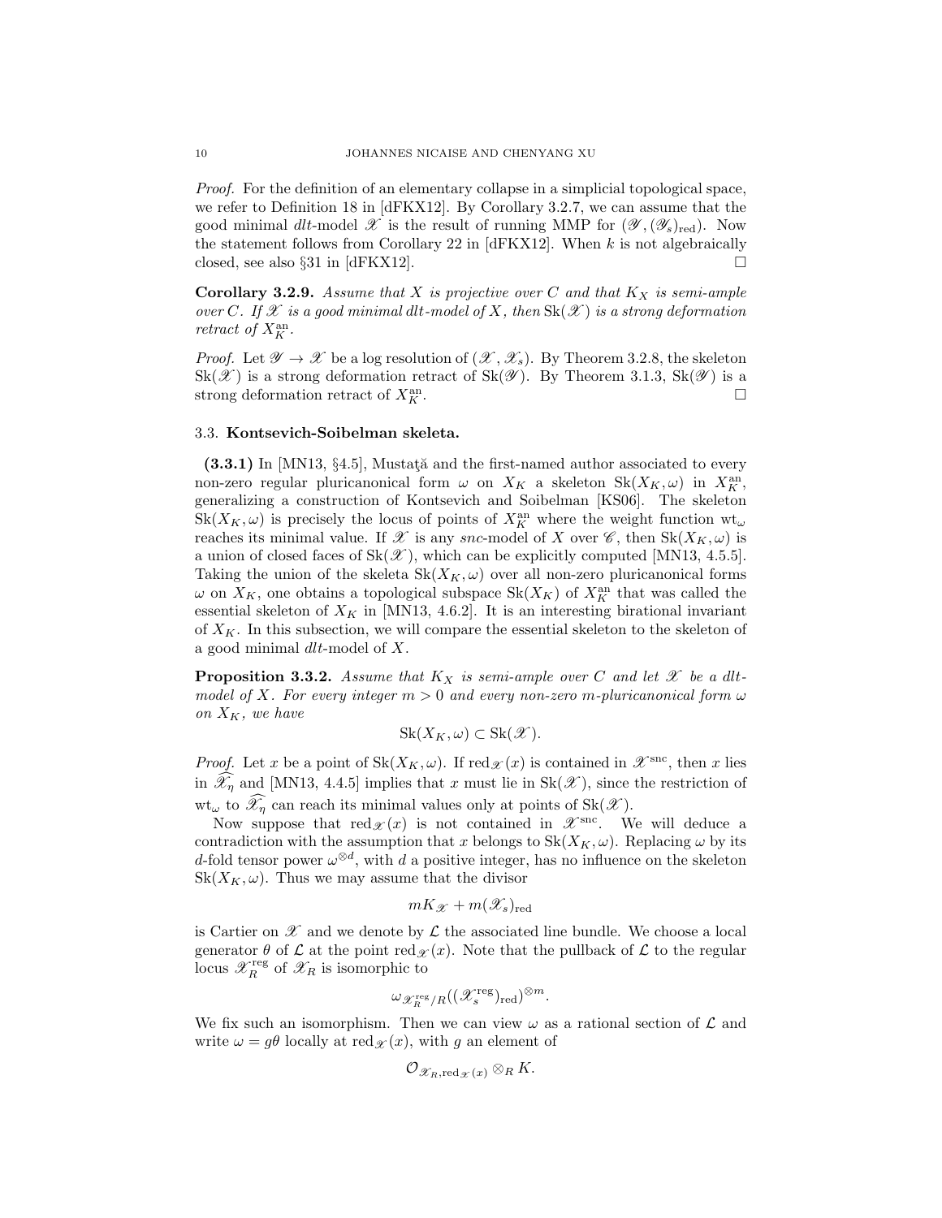*Proof.* For the definition of an elementary collapse in a simplicial topological space, we refer to Definition 18 in [dFKX12]. By Corollary 3.2.7, we can assume that the good minimal *dlt*-model $\mathscr{X}$ is the result of running MMP for $(\mathscr{Y}, (\mathscr{Y}_s)_{\mathrm{red}})$. Now the statement follows from Corollary 22 in [dFKX12]. When $k$ is not algebraically closed, see also §31 in [dFKX12]. □

**Corollary 3.2.9.** *Assume that $X$ is projective over $C$ and that $K_X$ is semi-ample over $C$. If $\mathscr{X}$ is a good minimal dlt-model of $X$, then $\mathrm{Sk}(\mathscr{X})$ is a strong deformation retract of $X_K^{\mathrm{an}}$.*

*Proof.* Let $\mathscr{Y} \to \mathscr{X}$ be a log resolution of $(\mathscr{X}, \mathscr{X}_s)$. By Theorem 3.2.8, the skeleton $\mathrm{Sk}(\mathscr{X})$ is a strong deformation retract of $\mathrm{Sk}(\mathscr{Y})$. By Theorem 3.1.3, $\mathrm{Sk}(\mathscr{Y})$ is a strong deformation retract of $X_K^{\mathrm{an}}$. □

### 3.3. Kontsevich-Soibelman skeleta.

**(3.3.1)** In [MN13, §4.5], Mustaţă and the first-named author associated to every non-zero regular pluricanonical form $\omega$ on $X_K$ a skeleton $\mathrm{Sk}(X_K, \omega)$ in $X_K^{\mathrm{an}}$, generalizing a construction of Kontsevich and Soibelman [KS06]. The skeleton $\mathrm{Sk}(X_K, \omega)$ is precisely the locus of points of $X_K^{\mathrm{an}}$ where the weight function $\mathrm{wt}_\omega$ reaches its minimal value. If $\mathscr{X}$ is any *snc*-model of $X$ over $\mathscr{C}$, then $\mathrm{Sk}(X_K, \omega)$ is a union of closed faces of $\mathrm{Sk}(\mathscr{X})$, which can be explicitly computed [MN13, 4.5.5]. Taking the union of the skeleta $\mathrm{Sk}(X_K, \omega)$ over all non-zero pluricanonical forms $\omega$ on $X_K$, one obtains a topological subspace $\mathrm{Sk}(X_K)$ of $X_K^{\mathrm{an}}$ that was called the essential skeleton of $X_K$ in [MN13, 4.6.2]. It is an interesting birational invariant of $X_K$. In this subsection, we will compare the essential skeleton to the skeleton of a good minimal *dlt*-model of $X$.

**Proposition 3.3.2.** *Assume that $K_X$ is semi-ample over $C$ and let $\mathscr{X}$ be a dlt-model of $X$. For every integer $m > 0$ and every non-zero $m$-pluricanonical form $\omega$ on $X_K$, we have*

$$\mathrm{Sk}(X_K, \omega) \subset \mathrm{Sk}(\mathscr{X}).$$

*Proof.* Let $x$ be a point of $\mathrm{Sk}(X_K, \omega)$. If $\mathrm{red}_{\mathscr{X}}(x)$ is contained in $\mathscr{X}^{\mathrm{snc}}$, then $x$ lies in $\widehat{\mathscr{X}_\eta}$ and [MN13, 4.4.5] implies that $x$ must lie in $\mathrm{Sk}(\mathscr{X})$, since the restriction of $\mathrm{wt}_\omega$ to $\widehat{\mathscr{X}_\eta}$ can reach its minimal values only at points of $\mathrm{Sk}(\mathscr{X})$.

Now suppose that $\mathrm{red}_{\mathscr{X}}(x)$ is not contained in $\mathscr{X}^{\mathrm{snc}}$. We will deduce a contradiction with the assumption that $x$ belongs to $\mathrm{Sk}(X_K, \omega)$. Replacing $\omega$ by its $d$-fold tensor power $\omega^{\otimes d}$, with $d$ a positive integer, has no influence on the skeleton $\mathrm{Sk}(X_K, \omega)$. Thus we may assume that the divisor

$$mK_{\mathscr{X}} + m(\mathscr{X}_s)_{\mathrm{red}}$$

is Cartier on $\mathscr{X}$ and we denote by $\mathcal{L}$ the associated line bundle. We choose a local generator $\theta$ of $\mathcal{L}$ at the point $\mathrm{red}_{\mathscr{X}}(x)$. Note that the pullback of $\mathcal{L}$ to the regular locus $\mathscr{X}_R^{\mathrm{reg}}$ of $\mathscr{X}_R$ is isomorphic to

$$\omega_{\mathscr{X}_R^{\mathrm{reg}}/R}((\mathscr{X}_s^{\mathrm{reg}})_{\mathrm{red}})^{\otimes m}.$$

We fix such an isomorphism. Then we can view $\omega$ as a rational section of $\mathcal{L}$ and write $\omega = g\theta$ locally at $\mathrm{red}_{\mathscr{X}}(x)$, with $g$ an element of

$$\mathcal{O}_{\mathscr{X}_R, \mathrm{red}_{\mathscr{X}}(x)} \otimes_R K.$$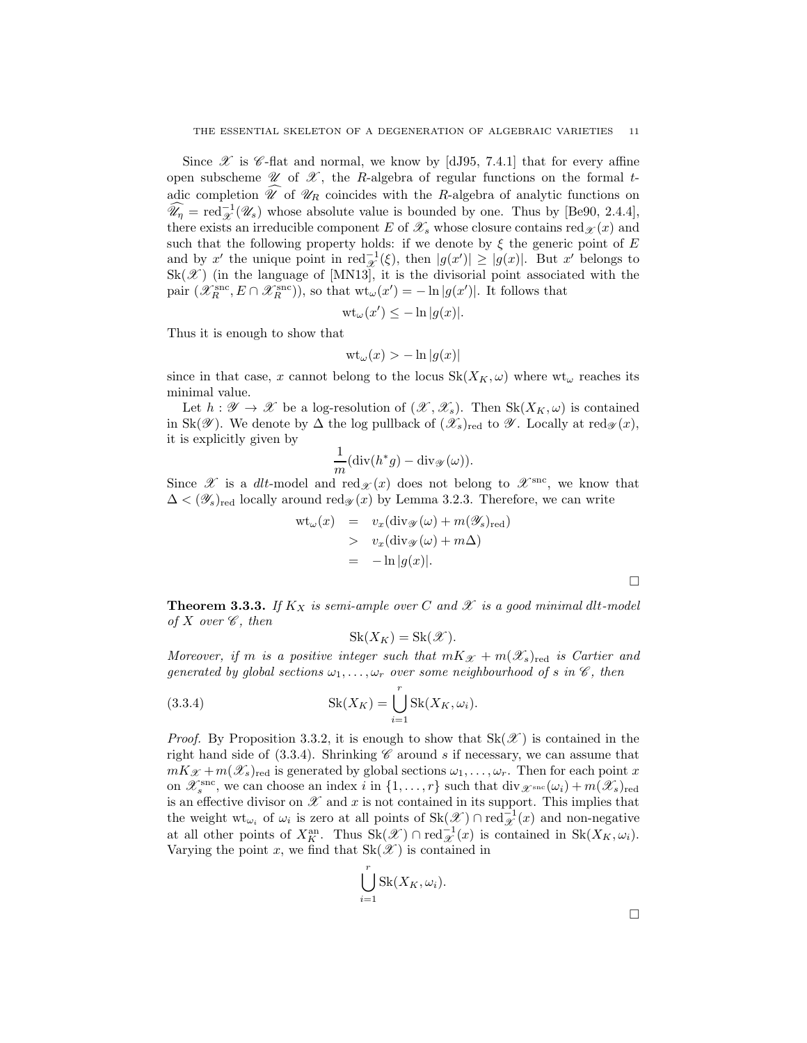Since $\mathscr{X}$ is $\mathscr{C}$-flat and normal, we know by [dJ95, 7.4.1] that for every affine open subscheme $\mathscr{U}$ of $\mathscr{X}$, the $R$-algebra of regular functions on the formal $t$-adic completion $\widehat{\mathscr{U}}$ of $\mathscr{U}_R$ coincides with the $R$-algebra of analytic functions on $\widehat{\mathscr{U}_\eta} = \mathrm{red}_{\mathscr{X}}^{-1}(\mathscr{U}_s)$ whose absolute value is bounded by one. Thus by [Be90, 2.4.4], there exists an irreducible component $E$ of $\mathscr{X}_s$ whose closure contains $\mathrm{red}_{\mathscr{X}}(x)$ and such that the following property holds: if we denote by $\xi$ the generic point of $E$ and by $x'$ the unique point in $\mathrm{red}_{\mathscr{X}}^{-1}(\xi)$, then $|g(x')| \geq |g(x)|$. But $x'$ belongs to $\mathrm{Sk}(\mathscr{X})$ (in the language of [MN13], it is the divisorial point associated with the pair $(\mathscr{X}_R^{\mathrm{snc}}, E \cap \mathscr{X}_R^{\mathrm{snc}})$), so that $\mathrm{wt}_\omega(x') = -\ln|g(x')|$. It follows that

$$\mathrm{wt}_\omega(x') \leq -\ln|g(x)|.$$

Thus it is enough to show that

$$\mathrm{wt}_\omega(x) > -\ln|g(x)|$$

since in that case, $x$ cannot belong to the locus $\mathrm{Sk}(X_K, \omega)$ where $\mathrm{wt}_\omega$ reaches its minimal value.

Let $h : \mathscr{Y} \to \mathscr{X}$ be a log-resolution of $(\mathscr{X}, \mathscr{X}_s)$. Then $\mathrm{Sk}(X_K, \omega)$ is contained in $\mathrm{Sk}(\mathscr{Y})$. We denote by $\Delta$ the log pullback of $(\mathscr{X}_s)_{\mathrm{red}}$ to $\mathscr{Y}$. Locally at $\mathrm{red}_{\mathscr{Y}}(x)$, it is explicitly given by

$$\frac{1}{m}(\mathrm{div}(h^*g) - \mathrm{div}_{\mathscr{Y}}(\omega)).$$

Since $\mathscr{X}$ is a *dlt*-model and $\mathrm{red}_{\mathscr{X}}(x)$ does not belong to $\mathscr{X}^{\mathrm{snc}}$, we know that $\Delta < (\mathscr{Y}_s)_{\mathrm{red}}$ locally around $\mathrm{red}_{\mathscr{Y}}(x)$ by Lemma 3.2.3. Therefore, we can write

$$\begin{aligned}
\mathrm{wt}_\omega(x) &= v_x(\mathrm{div}_{\mathscr{Y}}(\omega) + m(\mathscr{Y}_s)_{\mathrm{red}}) \\
&> v_x(\mathrm{div}_{\mathscr{Y}}(\omega) + m\Delta) \\
&= -\ln|g(x)|.
\end{aligned}$$

□

**Theorem 3.3.3.** *If $K_X$ is semi-ample over $C$ and $\mathscr{X}$ is a good minimal dlt-model of $X$ over $\mathscr{C}$, then*

$$\mathrm{Sk}(X_K) = \mathrm{Sk}(\mathscr{X}).$$

*Moreover, if $m$ is a positive integer such that $mK_{\mathscr{X}} + m(\mathscr{X}_s)_{\mathrm{red}}$ is Cartier and generated by global sections $\omega_1, \ldots, \omega_r$ over some neighbourhood of $s$ in $\mathscr{C}$, then*

$$\mathrm{Sk}(X_K) = \bigcup_{i=1}^{r} \mathrm{Sk}(X_K, \omega_i). \tag{3.3.4}$$

*Proof.* By Proposition 3.3.2, it is enough to show that $\mathrm{Sk}(\mathscr{X})$ is contained in the right hand side of (3.3.4). Shrinking $\mathscr{C}$ around $s$ if necessary, we can assume that $mK_{\mathscr{X}} + m(\mathscr{X}_s)_{\mathrm{red}}$ is generated by global sections $\omega_1, \ldots, \omega_r$. Then for each point $x$ on $\mathscr{X}_s^{\mathrm{snc}}$, we can choose an index $i$ in $\{1, \ldots, r\}$ such that $\mathrm{div}_{\mathscr{X}^{\mathrm{snc}}}(\omega_i) + m(\mathscr{X}_s)_{\mathrm{red}}$ is an effective divisor on $\mathscr{X}$ and $x$ is not contained in its support. This implies that the weight $\mathrm{wt}_{\omega_i}$ of $\omega_i$ is zero at all points of $\mathrm{Sk}(\mathscr{X}) \cap \mathrm{red}_{\mathscr{X}}^{-1}(x)$ and non-negative at all other points of $X_K^{\mathrm{an}}$. Thus $\mathrm{Sk}(\mathscr{X}) \cap \mathrm{red}_{\mathscr{X}}^{-1}(x)$ is contained in $\mathrm{Sk}(X_K, \omega_i)$. Varying the point $x$, we find that $\mathrm{Sk}(\mathscr{X})$ is contained in

$$\bigcup_{i=1}^{r} \mathrm{Sk}(X_K, \omega_i).$$

□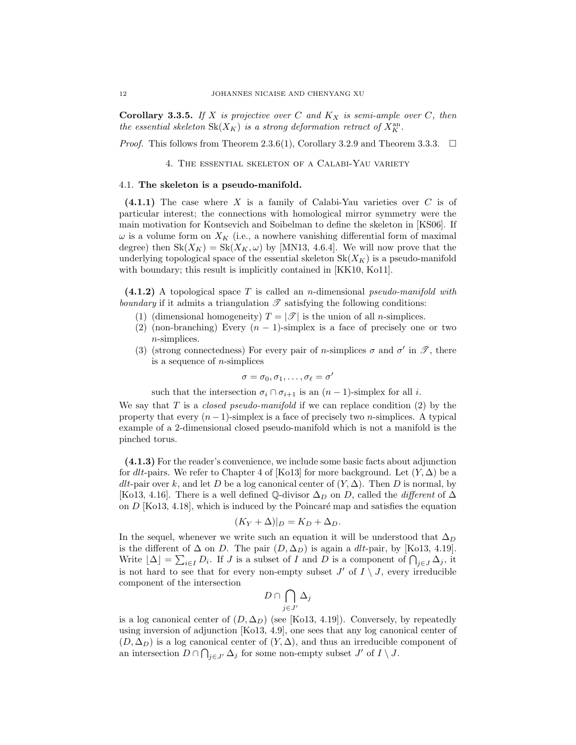**Corollary 3.3.5.** *If $X$ is projective over $C$ and $K_X$ is semi-ample over $C$, then the essential skeleton $\mathrm{Sk}(X_K)$ is a strong deformation retract of $X_K^{\mathrm{an}}$.*

*Proof.* This follows from Theorem 2.3.6(1), Corollary 3.2.9 and Theorem 3.3.3. $\square$

## 4. The essential skeleton of a Calabi-Yau variety

### 4.1. The skeleton is a pseudo-manifold.

**(4.1.1)** The case where $X$ is a family of Calabi-Yau varieties over $C$ is of particular interest; the connections with homological mirror symmetry were the main motivation for Kontsevich and Soibelman to define the skeleton in [KS06]. If $\omega$ is a volume form on $X_K$ (i.e., a nowhere vanishing differential form of maximal degree) then $\mathrm{Sk}(X_K) = \mathrm{Sk}(X_K, \omega)$ by [MN13, 4.6.4]. We will now prove that the underlying topological space of the essential skeleton $\mathrm{Sk}(X_K)$ is a pseudo-manifold with boundary; this result is implicitly contained in [KK10, Ko11].

**(4.1.2)** A topological space $T$ is called an $n$-dimensional *pseudo-manifold with boundary* if it admits a triangulation $\mathscr{T}$ satisfying the following conditions:

1. (dimensional homogeneity) $T = |\mathscr{T}|$ is the union of all $n$-simplices.
2. (non-branching) Every $(n-1)$-simplex is a face of precisely one or two $n$-simplices.
3. (strong connectedness) For every pair of $n$-simplices $\sigma$ and $\sigma'$ in $\mathscr{T}$, there is a sequence of $n$-simplices
$$\sigma = \sigma_0, \sigma_1, \ldots, \sigma_\ell = \sigma'$$
such that the intersection $\sigma_i \cap \sigma_{i+1}$ is an $(n-1)$-simplex for all $i$.

We say that $T$ is a *closed pseudo-manifold* if we can replace condition (2) by the property that every $(n-1)$-simplex is a face of precisely two $n$-simplices. A typical example of a 2-dimensional closed pseudo-manifold which is not a manifold is the pinched torus.

**(4.1.3)** For the reader's convenience, we include some basic facts about adjunction for *dlt*-pairs. We refer to Chapter 4 of [Ko13] for more background. Let $(Y, \Delta)$ be a *dlt*-pair over $k$, and let $D$ be a log canonical center of $(Y, \Delta)$. Then $D$ is normal, by [Ko13, 4.16]. There is a well defined $\mathbb{Q}$-divisor $\Delta_D$ on $D$, called the *different* of $\Delta$ on $D$ [Ko13, 4.18], which is induced by the Poincaré map and satisfies the equation
$$(K_Y + \Delta)|_D = K_D + \Delta_D.$$
In the sequel, whenever we write such an equation it will be understood that $\Delta_D$ is the different of $\Delta$ on $D$. The pair $(D, \Delta_D)$ is again a *dlt*-pair, by [Ko13, 4.19]. Write $\lfloor \Delta \rfloor = \sum_{i \in I} D_i$. If $J$ is a subset of $I$ and $D$ is a component of $\bigcap_{j \in J} \Delta_j$, it is not hard to see that for every non-empty subset $J'$ of $I \setminus J$, every irreducible component of the intersection
$$D \cap \bigcap_{j \in J'} \Delta_j$$
is a log canonical center of $(D, \Delta_D)$ (see [Ko13, 4.19]). Conversely, by repeatedly using inversion of adjunction [Ko13, 4.9], one sees that any log canonical center of $(D, \Delta_D)$ is a log canonical center of $(Y, \Delta)$, and thus an irreducible component of an intersection $D \cap \bigcap_{j \in J'} \Delta_j$ for some non-empty subset $J'$ of $I \setminus J$.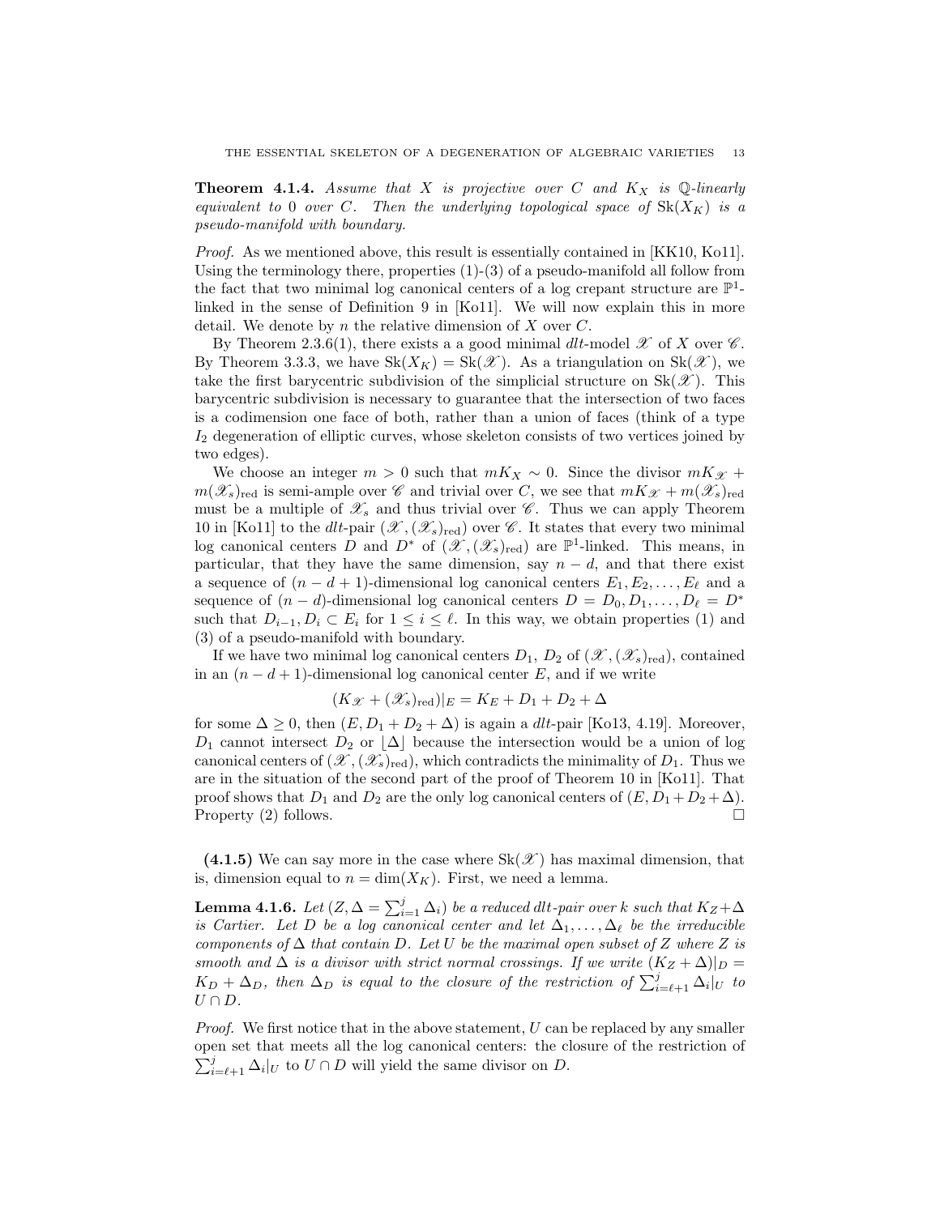**Theorem 4.1.4.** *Assume that $X$ is projective over $C$ and $K_X$ is $\mathbb{Q}$-linearly equivalent to 0 over $C$. Then the underlying topological space of $\mathrm{Sk}(X_K)$ is a pseudo-manifold with boundary.*

*Proof.* As we mentioned above, this result is essentially contained in [KK10, Ko11]. Using the terminology there, properties (1)-(3) of a pseudo-manifold all follow from the fact that two minimal log canonical centers of a log crepant structure are $\mathbb{P}^1$-linked in the sense of Definition 9 in [Ko11]. We will now explain this in more detail. We denote by $n$ the relative dimension of $X$ over $C$.

By Theorem 2.3.6(1), there exists a a good minimal *dlt*-model $\mathscr{X}$ of $X$ over $\mathscr{C}$. By Theorem 3.3.3, we have $\mathrm{Sk}(X_K) = \mathrm{Sk}(\mathscr{X})$. As a triangulation on $\mathrm{Sk}(\mathscr{X})$, we take the first barycentric subdivision of the simplicial structure on $\mathrm{Sk}(\mathscr{X})$. This barycentric subdivision is necessary to guarantee that the intersection of two faces is a codimension one face of both, rather than a union of faces (think of a type $I_2$ degeneration of elliptic curves, whose skeleton consists of two vertices joined by two edges).

We choose an integer $m > 0$ such that $mK_X \sim 0$. Since the divisor $mK_{\mathscr{X}} + m(\mathscr{X}_s)_{\mathrm{red}}$ is semi-ample over $\mathscr{C}$ and trivial over $C$, we see that $mK_{\mathscr{X}} + m(\mathscr{X}_s)_{\mathrm{red}}$ must be a multiple of $\mathscr{X}_s$ and thus trivial over $\mathscr{C}$. Thus we can apply Theorem 10 in [Ko11] to the *dlt*-pair $(\mathscr{X}, (\mathscr{X}_s)_{\mathrm{red}})$ over $\mathscr{C}$. It states that every two minimal log canonical centers $D$ and $D^*$ of $(\mathscr{X}, (\mathscr{X}_s)_{\mathrm{red}})$ are $\mathbb{P}^1$-linked. This means, in particular, that they have the same dimension, say $n-d$, and that there exist a sequence of $(n-d+1)$-dimensional log canonical centers $E_1, E_2, \ldots, E_\ell$ and a sequence of $(n-d)$-dimensional log canonical centers $D = D_0, D_1, \ldots, D_\ell = D^*$ such that $D_{i-1}, D_i \subset E_i$ for $1 \leq i \leq \ell$. In this way, we obtain properties (1) and (3) of a pseudo-manifold with boundary.

If we have two minimal log canonical centers $D_1$, $D_2$ of $(\mathscr{X}, (\mathscr{X}_s)_{\mathrm{red}})$, contained in an $(n-d+1)$-dimensional log canonical center $E$, and if we write

$$(K_{\mathscr{X}} + (\mathscr{X}_s)_{\mathrm{red}})|_E = K_E + D_1 + D_2 + \Delta$$

for some $\Delta \geq 0$, then $(E, D_1 + D_2 + \Delta)$ is again a *dlt*-pair [Ko13, 4.19]. Moreover, $D_1$ cannot intersect $D_2$ or $\lfloor \Delta \rfloor$ because the intersection would be a union of log canonical centers of $(\mathscr{X}, (\mathscr{X}_s)_{\mathrm{red}})$, which contradicts the minimality of $D_1$. Thus we are in the situation of the second part of the proof of Theorem 10 in [Ko11]. That proof shows that $D_1$ and $D_2$ are the only log canonical centers of $(E, D_1 + D_2 + \Delta)$. Property (2) follows. $\square$

**(4.1.5)** We can say more in the case where $\mathrm{Sk}(\mathscr{X})$ has maximal dimension, that is, dimension equal to $n = \dim(X_K)$. First, we need a lemma.

**Lemma 4.1.6.** *Let $(Z, \Delta = \sum_{i=1}^{j} \Delta_i)$ be a reduced dlt-pair over $k$ such that $K_Z + \Delta$ is Cartier. Let $D$ be a log canonical center and let $\Delta_1, \ldots, \Delta_\ell$ be the irreducible components of $\Delta$ that contain $D$. Let $U$ be the maximal open subset of $Z$ where $Z$ is smooth and $\Delta$ is a divisor with strict normal crossings. If we write $(K_Z + \Delta)|_D = K_D + \Delta_D$, then $\Delta_D$ is equal to the closure of the restriction of $\sum_{i=\ell+1}^{j} \Delta_i|_U$ to $U \cap D$.*

*Proof.* We first notice that in the above statement, $U$ can be replaced by any smaller open set that meets all the log canonical centers: the closure of the restriction of $\sum_{i=\ell+1}^{j} \Delta_i|_U$ to $U \cap D$ will yield the same divisor on $D$.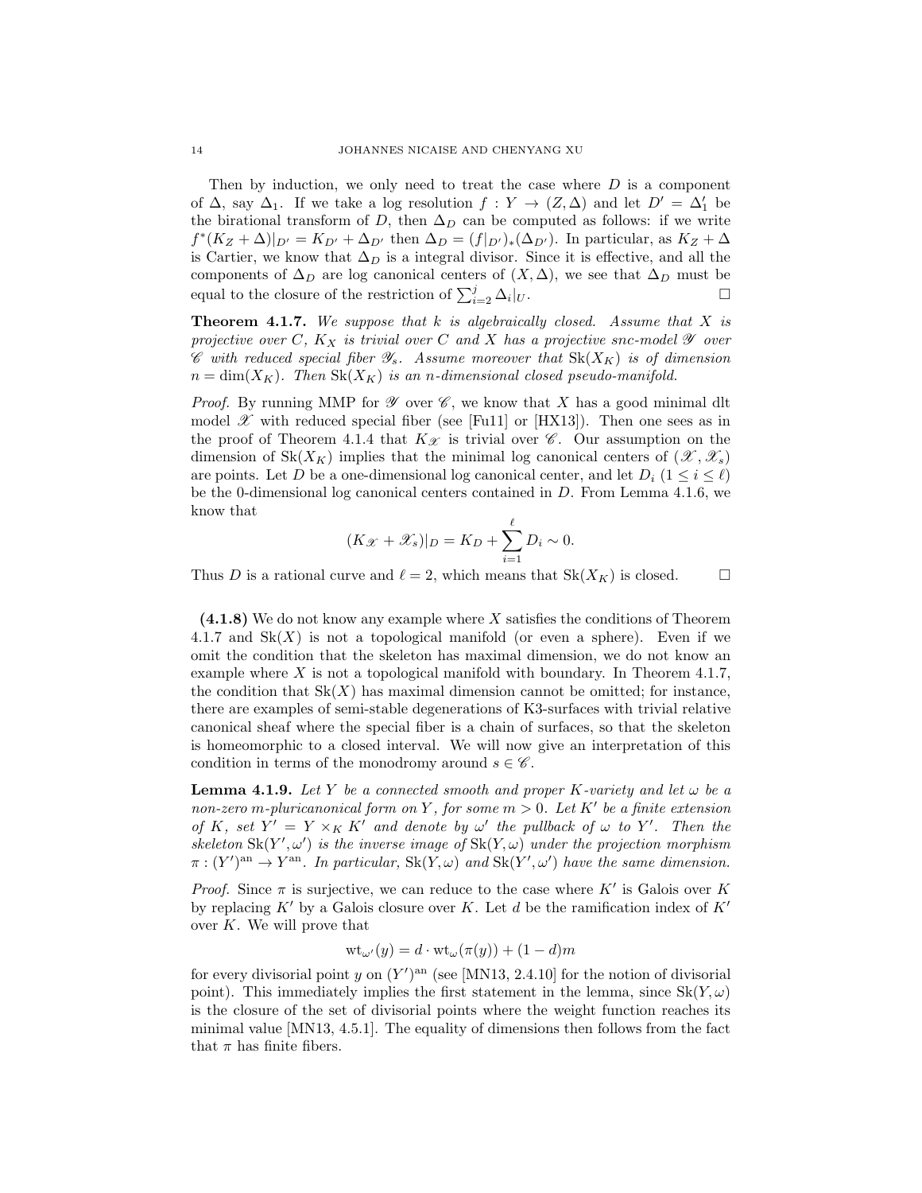Then by induction, we only need to treat the case where $D$ is a component of $\Delta$, say $\Delta_1$. If we take a log resolution $f : Y \to (Z, \Delta)$ and let $D' = \Delta_1'$ be the birational transform of $D$, then $\Delta_D$ can be computed as follows: if we write $f^*(K_Z + \Delta)|_{D'} = K_{D'} + \Delta_{D'}$ then $\Delta_D = (f|_{D'})_*(\Delta_{D'})$. In particular, as $K_Z + \Delta$ is Cartier, we know that $\Delta_D$ is a integral divisor. Since it is effective, and all the components of $\Delta_D$ are log canonical centers of $(X, \Delta)$, we see that $\Delta_D$ must be equal to the closure of the restriction of $\sum_{i=2}^{j} \Delta_i|_U$. □

**Theorem 4.1.7.** *We suppose that $k$ is algebraically closed. Assume that $X$ is projective over $C$, $K_X$ is trivial over $C$ and $X$ has a projective snc-model $\mathscr{Y}$ over $\mathscr{C}$ with reduced special fiber $\mathscr{Y}_s$. Assume moreover that $\mathrm{Sk}(X_K)$ is of dimension $n = \dim(X_K)$. Then $\mathrm{Sk}(X_K)$ is an $n$-dimensional closed pseudo-manifold.*

*Proof.* By running MMP for $\mathscr{Y}$ over $\mathscr{C}$, we know that $X$ has a good minimal dlt model $\mathscr{X}$ with reduced special fiber (see [Fu11] or [HX13]). Then one sees as in the proof of Theorem 4.1.4 that $K_{\mathscr{X}}$ is trivial over $\mathscr{C}$. Our assumption on the dimension of $\mathrm{Sk}(X_K)$ implies that the minimal log canonical centers of $(\mathscr{X}, \mathscr{X}_s)$ are points. Let $D$ be a one-dimensional log canonical center, and let $D_i$ $(1 \leq i \leq \ell)$ be the 0-dimensional log canonical centers contained in $D$. From Lemma 4.1.6, we know that

$$(K_{\mathscr{X}} + \mathscr{X}_s)|_D = K_D + \sum_{i=1}^{\ell} D_i \sim 0.$$

Thus $D$ is a rational curve and $\ell = 2$, which means that $\mathrm{Sk}(X_K)$ is closed. □

**(4.1.8)** We do not know any example where $X$ satisfies the conditions of Theorem 4.1.7 and $\mathrm{Sk}(X)$ is not a topological manifold (or even a sphere). Even if we omit the condition that the skeleton has maximal dimension, we do not know an example where $X$ is not a topological manifold with boundary. In Theorem 4.1.7, the condition that $\mathrm{Sk}(X)$ has maximal dimension cannot be omitted; for instance, there are examples of semi-stable degenerations of K3-surfaces with trivial relative canonical sheaf where the special fiber is a chain of surfaces, so that the skeleton is homeomorphic to a closed interval. We will now give an interpretation of this condition in terms of the monodromy around $s \in \mathscr{C}$.

**Lemma 4.1.9.** *Let $Y$ be a connected smooth and proper $K$-variety and let $\omega$ be a non-zero $m$-pluricanonical form on $Y$, for some $m > 0$. Let $K'$ be a finite extension of $K$, set $Y' = Y \times_K K'$ and denote by $\omega'$ the pullback of $\omega$ to $Y'$. Then the skeleton $\mathrm{Sk}(Y', \omega')$ is the inverse image of $\mathrm{Sk}(Y, \omega)$ under the projection morphism $\pi : (Y')^{\mathrm{an}} \to Y^{\mathrm{an}}$. In particular, $\mathrm{Sk}(Y, \omega)$ and $\mathrm{Sk}(Y', \omega')$ have the same dimension.*

*Proof.* Since $\pi$ is surjective, we can reduce to the case where $K'$ is Galois over $K$ by replacing $K'$ by a Galois closure over $K$. Let $d$ be the ramification index of $K'$ over $K$. We will prove that

$$\mathrm{wt}_{\omega'}(y) = d \cdot \mathrm{wt}_{\omega}(\pi(y)) + (1 - d)m$$

for every divisorial point $y$ on $(Y')^{\mathrm{an}}$ (see [MN13, 2.4.10] for the notion of divisorial point). This immediately implies the first statement in the lemma, since $\mathrm{Sk}(Y, \omega)$ is the closure of the set of divisorial points where the weight function reaches its minimal value [MN13, 4.5.1]. The equality of dimensions then follows from the fact that $\pi$ has finite fibers.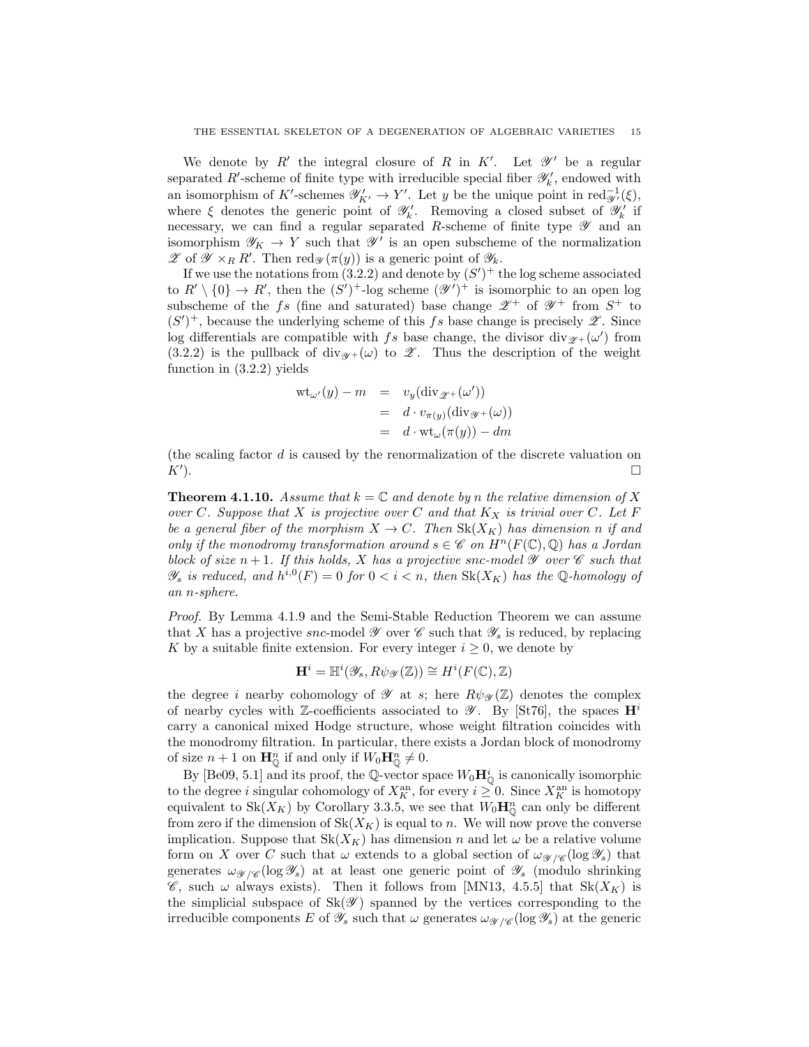We denote by $R'$ the integral closure of $R$ in $K'$. Let $\mathscr{Y}'$ be a regular separated $R'$-scheme of finite type with irreducible special fiber $\mathscr{Y}'_k$, endowed with an isomorphism of $K'$-schemes $\mathscr{Y}'_{K'} \to Y'$. Let $y$ be the unique point in $\mathrm{red}^{-1}_{\mathscr{Y}'}(\xi)$, where $\xi$ denotes the generic point of $\mathscr{Y}'_k$. Removing a closed subset of $\mathscr{Y}'_k$ if necessary, we can find a regular separated $R$-scheme of finite type $\mathscr{Y}$ and an isomorphism $\mathscr{Y}_K \to Y$ such that $\mathscr{Y}'$ is an open subscheme of the normalization $\mathscr{Z}$ of $\mathscr{Y} \times_R R'$. Then $\mathrm{red}_{\mathscr{Y}}(\pi(y))$ is a generic point of $\mathscr{Y}_k$.

If we use the notations from (3.2.2) and denote by $(S')^+$ the log scheme associated to $R' \setminus \{0\} \to R'$, then the $(S')^+$-log scheme $(\mathscr{Y}')^+$ is isomorphic to an open log subscheme of the $fs$ (fine and saturated) base change $\mathscr{Z}^+$ of $\mathscr{Y}^+$ from $S^+$ to $(S')^+$, because the underlying scheme of this $fs$ base change is precisely $\mathscr{Z}$. Since log differentials are compatible with $fs$ base change, the divisor $\mathrm{div}_{\mathscr{Z}^+}(\omega')$ from (3.2.2) is the pullback of $\mathrm{div}_{\mathscr{Y}^+}(\omega)$ to $\mathscr{Z}$. Thus the description of the weight function in (3.2.2) yields

$$
\begin{aligned}
\mathrm{wt}_{\omega'}(y) - m &= v_y(\mathrm{div}_{\mathscr{Z}^+}(\omega')) \\
&= d \cdot v_{\pi(y)}(\mathrm{div}_{\mathscr{Y}^+}(\omega)) \\
&= d \cdot \mathrm{wt}_{\omega}(\pi(y)) - dm
\end{aligned}
$$

(the scaling factor $d$ is caused by the renormalization of the discrete valuation on $K'$). $\square$

**Theorem 4.1.10.** *Assume that $k = \mathbb{C}$ and denote by $n$ the relative dimension of $X$ over $C$. Suppose that $X$ is projective over $C$ and that $K_X$ is trivial over $C$. Let $F$ be a general fiber of the morphism $X \to C$. Then $\mathrm{Sk}(X_K)$ has dimension $n$ if and only if the monodromy transformation around $s \in \mathscr{C}$ on $H^n(F(\mathbb{C}), \mathbb{Q})$ has a Jordan block of size $n+1$. If this holds, $X$ has a projective snc-model $\mathscr{Y}$ over $\mathscr{C}$ such that $\mathscr{Y}_s$ is reduced, and $h^{i,0}(F) = 0$ for $0 < i < n$, then $\mathrm{Sk}(X_K)$ has the $\mathbb{Q}$-homology of an $n$-sphere.*

*Proof.* By Lemma 4.1.9 and the Semi-Stable Reduction Theorem we can assume that $X$ has a projective *snc*-model $\mathscr{Y}$ over $\mathscr{C}$ such that $\mathscr{Y}_s$ is reduced, by replacing $K$ by a suitable finite extension. For every integer $i \geq 0$, we denote by

$$
\mathbf{H}^i = \mathbb{H}^i(\mathscr{Y}_s, R\psi_{\mathscr{Y}}(\mathbb{Z})) \cong H^i(F(\mathbb{C}), \mathbb{Z})
$$

the degree $i$ nearby cohomology of $\mathscr{Y}$ at $s$; here $R\psi_{\mathscr{Y}}(\mathbb{Z})$ denotes the complex of nearby cycles with $\mathbb{Z}$-coefficients associated to $\mathscr{Y}$. By [St76], the spaces $\mathbf{H}^i$ carry a canonical mixed Hodge structure, whose weight filtration coincides with the monodromy filtration. In particular, there exists a Jordan block of monodromy of size $n+1$ on $\mathbf{H}^n_{\mathbb{Q}}$ if and only if $W_0\mathbf{H}^n_{\mathbb{Q}} \neq 0$.

By [Be09, 5.1] and its proof, the $\mathbb{Q}$-vector space $W_0\mathbf{H}^i_{\mathbb{Q}}$ is canonically isomorphic to the degree $i$ singular cohomology of $X_K^{\mathrm{an}}$, for every $i \geq 0$. Since $X_K^{\mathrm{an}}$ is homotopy equivalent to $\mathrm{Sk}(X_K)$ by Corollary 3.3.5, we see that $W_0\mathbf{H}^n_{\mathbb{Q}}$ can only be different from zero if the dimension of $\mathrm{Sk}(X_K)$ is equal to $n$. We will now prove the converse implication. Suppose that $\mathrm{Sk}(X_K)$ has dimension $n$ and let $\omega$ be a relative volume form on $X$ over $C$ such that $\omega$ extends to a global section of $\omega_{\mathscr{Y}/\mathscr{C}}(\log \mathscr{Y}_s)$ that generates $\omega_{\mathscr{Y}/\mathscr{C}}(\log \mathscr{Y}_s)$ at at least one generic point of $\mathscr{Y}_s$ (modulo shrinking $\mathscr{C}$, such $\omega$ always exists). Then it follows from [MN13, 4.5.5] that $\mathrm{Sk}(X_K)$ is the simplicial subspace of $\mathrm{Sk}(\mathscr{Y})$ spanned by the vertices corresponding to the irreducible components $E$ of $\mathscr{Y}_s$ such that $\omega$ generates $\omega_{\mathscr{Y}/\mathscr{C}}(\log \mathscr{Y}_s)$ at the generic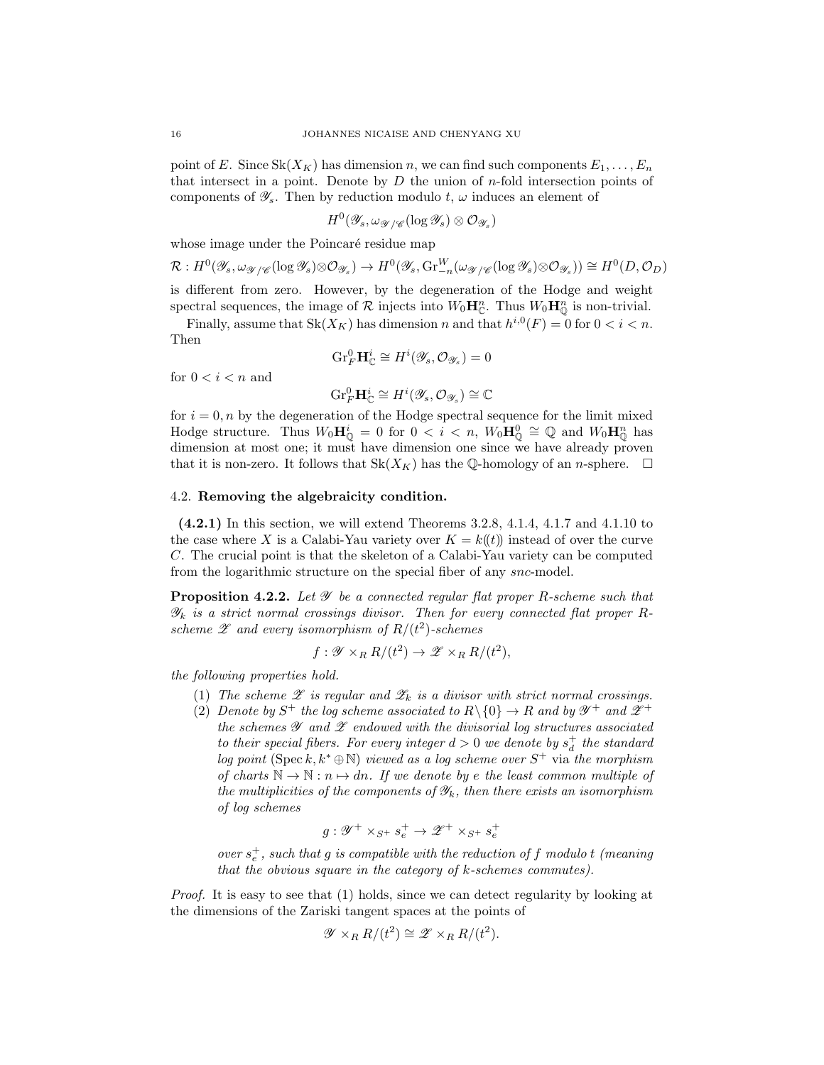point of $E$. Since $\mathrm{Sk}(X_K)$ has dimension $n$, we can find such components $E_1, \ldots, E_n$ that intersect in a point. Denote by $D$ the union of $n$-fold intersection points of components of $\mathscr{Y}_s$. Then by reduction modulo $t$, $\omega$ induces an element of

$$H^0(\mathscr{Y}_s, \omega_{\mathscr{Y}/\mathscr{C}}(\log \mathscr{Y}_s) \otimes \mathcal{O}_{\mathscr{Y}_s})$$

whose image under the Poincaré residue map

$$\mathcal{R} : H^0(\mathscr{Y}_s, \omega_{\mathscr{Y}/\mathscr{C}}(\log \mathscr{Y}_s) \otimes \mathcal{O}_{\mathscr{Y}_s}) \to H^0(\mathscr{Y}_s, \mathrm{Gr}^W_{-n}(\omega_{\mathscr{Y}/\mathscr{C}}(\log \mathscr{Y}_s) \otimes \mathcal{O}_{\mathscr{Y}_s})) \cong H^0(D, \mathcal{O}_D)$$

is different from zero. However, by the degeneration of the Hodge and weight spectral sequences, the image of $\mathcal{R}$ injects into $W_0 \mathbf{H}^n_{\mathbb{C}}$. Thus $W_0 \mathbf{H}^n_{\mathbb{Q}}$ is non-trivial.

Finally, assume that $\mathrm{Sk}(X_K)$ has dimension $n$ and that $h^{i,0}(F) = 0$ for $0 < i < n$. Then

$$\mathrm{Gr}^0_F \mathbf{H}^i_{\mathbb{C}} \cong H^i(\mathscr{Y}_s, \mathcal{O}_{\mathscr{Y}_s}) = 0$$

for $0 < i < n$ and

$$\mathrm{Gr}^0_F \mathbf{H}^i_{\mathbb{C}} \cong H^i(\mathscr{Y}_s, \mathcal{O}_{\mathscr{Y}_s}) \cong \mathbb{C}$$

for $i = 0, n$ by the degeneration of the Hodge spectral sequence for the limit mixed Hodge structure. Thus $W_0 \mathbf{H}^i_{\mathbb{Q}} = 0$ for $0 < i < n$, $W_0 \mathbf{H}^0_{\mathbb{Q}} \cong \mathbb{Q}$ and $W_0 \mathbf{H}^n_{\mathbb{Q}}$ has dimension at most one; it must have dimension one since we have already proven that it is non-zero. It follows that $\mathrm{Sk}(X_K)$ has the $\mathbb{Q}$-homology of an $n$-sphere. $\square$

### 4.2. Removing the algebraicity condition.

**(4.2.1)** In this section, we will extend Theorems 3.2.8, 4.1.4, 4.1.7 and 4.1.10 to the case where $X$ is a Calabi-Yau variety over $K = k((t))$ instead of over the curve $C$. The crucial point is that the skeleton of a Calabi-Yau variety can be computed from the logarithmic structure on the special fiber of any *snc*-model.

**Proposition 4.2.2.** *Let $\mathscr{Y}$ be a connected regular flat proper $R$-scheme such that $\mathscr{Y}_k$ is a strict normal crossings divisor. Then for every connected flat proper $R$-scheme $\mathscr{Z}$ and every isomorphism of $R/(t^2)$-schemes*

$$f : \mathscr{Y} \times_R R/(t^2) \to \mathscr{Z} \times_R R/(t^2),$$

*the following properties hold.*

1. *The scheme $\mathscr{Z}$ is regular and $\mathscr{Z}_k$ is a divisor with strict normal crossings.*
2. *Denote by $S^+$ the log scheme associated to $R \setminus \{0\} \to R$ and by $\mathscr{Y}^+$ and $\mathscr{Z}^+$ the schemes $\mathscr{Y}$ and $\mathscr{Z}$ endowed with the divisorial log structures associated to their special fibers. For every integer $d > 0$ we denote by $s^+_d$ the standard log point $(\mathrm{Spec}\, k, k^* \oplus \mathbb{N})$ viewed as a log scheme over $S^+$* via *the morphism of charts $\mathbb{N} \to \mathbb{N} : n \mapsto dn$. If we denote by $e$ the least common multiple of the multiplicities of the components of $\mathscr{Y}_k$, then there exists an isomorphism of log schemes*

$$g : \mathscr{Y}^+ \times_{S^+} s^+_e \to \mathscr{Z}^+ \times_{S^+} s^+_e$$

*over $s^+_e$, such that $g$ is compatible with the reduction of $f$ modulo $t$ (meaning that the obvious square in the category of $k$-schemes commutes).*

*Proof.* It is easy to see that (1) holds, since we can detect regularity by looking at the dimensions of the Zariski tangent spaces at the points of

$$\mathscr{Y} \times_R R/(t^2) \cong \mathscr{Z} \times_R R/(t^2).$$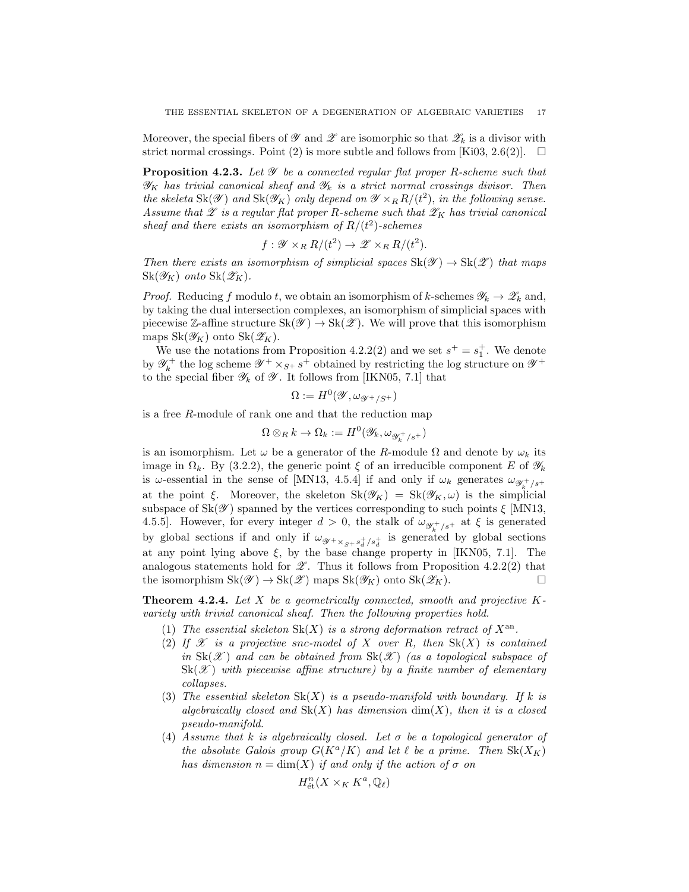Moreover, the special fibers of $\mathscr{Y}$ and $\mathscr{Z}$ are isomorphic so that $\mathscr{Z}_k$ is a divisor with strict normal crossings. Point (2) is more subtle and follows from [Ki03, 2.6(2)]. $\square$

**Proposition 4.2.3.** *Let $\mathscr{Y}$ be a connected regular flat proper $R$-scheme such that $\mathscr{Y}_K$ has trivial canonical sheaf and $\mathscr{Y}_k$ is a strict normal crossings divisor. Then the skeleta $\mathrm{Sk}(\mathscr{Y})$ and $\mathrm{Sk}(\mathscr{Y}_K)$ only depend on $\mathscr{Y} \times_R R/(t^2)$, in the following sense. Assume that $\mathscr{Z}$ is a regular flat proper $R$-scheme such that $\mathscr{Z}_K$ has trivial canonical sheaf and there exists an isomorphism of $R/(t^2)$-schemes*

$$f : \mathscr{Y} \times_R R/(t^2) \to \mathscr{Z} \times_R R/(t^2).$$

*Then there exists an isomorphism of simplicial spaces $\mathrm{Sk}(\mathscr{Y}) \to \mathrm{Sk}(\mathscr{Z})$ that maps $\mathrm{Sk}(\mathscr{Y}_K)$ onto $\mathrm{Sk}(\mathscr{Z}_K)$.*

*Proof.* Reducing $f$ modulo $t$, we obtain an isomorphism of $k$-schemes $\mathscr{Y}_k \to \mathscr{Z}_k$ and, by taking the dual intersection complexes, an isomorphism of simplicial spaces with piecewise $\mathbb{Z}$-affine structure $\mathrm{Sk}(\mathscr{Y}) \to \mathrm{Sk}(\mathscr{Z})$. We will prove that this isomorphism maps $\mathrm{Sk}(\mathscr{Y}_K)$ onto $\mathrm{Sk}(\mathscr{Z}_K)$.

We use the notations from Proposition 4.2.2(2) and we set $s^+ = s_1^+$. We denote by $\mathscr{Y}_k^+$ the log scheme $\mathscr{Y}^+ \times_{S^+} s^+$ obtained by restricting the log structure on $\mathscr{Y}^+$ to the special fiber $\mathscr{Y}_k$ of $\mathscr{Y}$. It follows from [IKN05, 7.1] that

$$\Omega := H^0(\mathscr{Y}, \omega_{\mathscr{Y}^+/S^+})$$

is a free $R$-module of rank one and that the reduction map

$$\Omega \otimes_R k \to \Omega_k := H^0(\mathscr{Y}_k, \omega_{\mathscr{Y}_k^+/s^+})$$

is an isomorphism. Let $\omega$ be a generator of the $R$-module $\Omega$ and denote by $\omega_k$ its image in $\Omega_k$. By (3.2.2), the generic point $\xi$ of an irreducible component $E$ of $\mathscr{Y}_k$ is $\omega$-essential in the sense of [MN13, 4.5.4] if and only if $\omega_k$ generates $\omega_{\mathscr{Y}_k^+/s^+}$ at the point $\xi$. Moreover, the skeleton $\mathrm{Sk}(\mathscr{Y}_K) = \mathrm{Sk}(\mathscr{Y}_K, \omega)$ is the simplicial subspace of $\mathrm{Sk}(\mathscr{Y})$ spanned by the vertices corresponding to such points $\xi$ [MN13, 4.5.5]. However, for every integer $d > 0$, the stalk of $\omega_{\mathscr{Y}_k^+/s^+}$ at $\xi$ is generated by global sections if and only if $\omega_{\mathscr{Y}^+ \times_{S^+} s_d^+/s_d^+}$ is generated by global sections at any point lying above $\xi$, by the base change property in [IKN05, 7.1]. The analogous statements hold for $\mathscr{Z}$. Thus it follows from Proposition 4.2.2(2) that the isomorphism $\mathrm{Sk}(\mathscr{Y}) \to \mathrm{Sk}(\mathscr{Z})$ maps $\mathrm{Sk}(\mathscr{Y}_K)$ onto $\mathrm{Sk}(\mathscr{Z}_K)$. $\square$

**Theorem 4.2.4.** *Let $X$ be a geometrically connected, smooth and projective $K$-variety with trivial canonical sheaf. Then the following properties hold.*

1. *The essential skeleton $\mathrm{Sk}(X)$ is a strong deformation retract of $X^{\mathrm{an}}$.*
2. *If $\mathscr{X}$ is a projective snc-model of $X$ over $R$, then $\mathrm{Sk}(X)$ is contained in $\mathrm{Sk}(\mathscr{X})$ and can be obtained from $\mathrm{Sk}(\mathscr{X})$ (as a topological subspace of $\mathrm{Sk}(\mathscr{X})$ with piecewise affine structure) by a finite number of elementary collapses.*
3. *The essential skeleton $\mathrm{Sk}(X)$ is a pseudo-manifold with boundary. If $k$ is algebraically closed and $\mathrm{Sk}(X)$ has dimension $\dim(X)$, then it is a closed pseudo-manifold.*
4. *Assume that $k$ is algebraically closed. Let $\sigma$ be a topological generator of the absolute Galois group $G(K^a/K)$ and let $\ell$ be a prime. Then $\mathrm{Sk}(X_K)$ has dimension $n = \dim(X)$ if and only if the action of $\sigma$ on*

$$H^n_{\text{ét}}(X \times_K K^a, \mathbb{Q}_\ell)$$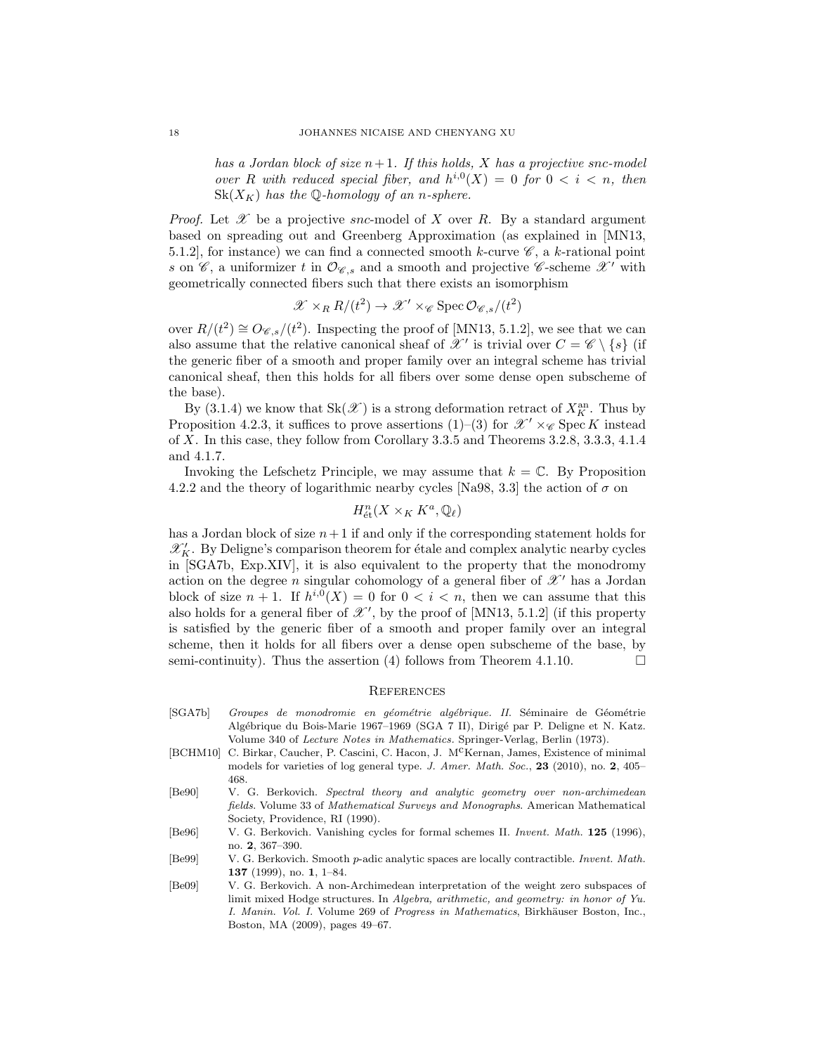*has a Jordan block of size $n+1$. If this holds, $X$ has a projective snc-model over $R$ with reduced special fiber, and $h^{i,0}(X) = 0$ for $0 < i < n$, then $\mathrm{Sk}(X_K)$ has the $\mathbb{Q}$-homology of an $n$-sphere.*

*Proof.* Let $\mathscr{X}$ be a projective *snc*-model of $X$ over $R$. By a standard argument based on spreading out and Greenberg Approximation (as explained in [MN13, 5.1.2], for instance) we can find a connected smooth $k$-curve $\mathscr{C}$, a $k$-rational point $s$ on $\mathscr{C}$, a uniformizer $t$ in $\mathcal{O}_{\mathscr{C},s}$ and a smooth and projective $\mathscr{C}$-scheme $\mathscr{X}'$ with geometrically connected fibers such that there exists an isomorphism

$$\mathscr{X} \times_R R/(t^2) \to \mathscr{X}' \times_{\mathscr{C}} \operatorname{Spec} \mathcal{O}_{\mathscr{C},s}/(t^2)$$

over $R/(t^2) \cong O_{\mathscr{C},s}/(t^2)$. Inspecting the proof of [MN13, 5.1.2], we see that we can also assume that the relative canonical sheaf of $\mathscr{X}'$ is trivial over $C = \mathscr{C} \setminus \{s\}$ (if the generic fiber of a smooth and proper family over an integral scheme has trivial canonical sheaf, then this holds for all fibers over some dense open subscheme of the base).

By (3.1.4) we know that $\mathrm{Sk}(\mathscr{X})$ is a strong deformation retract of $X_K^{\mathrm{an}}$. Thus by Proposition 4.2.3, it suffices to prove assertions (1)–(3) for $\mathscr{X}' \times_{\mathscr{C}} \operatorname{Spec} K$ instead of $X$. In this case, they follow from Corollary 3.3.5 and Theorems 3.2.8, 3.3.3, 4.1.4 and 4.1.7.

Invoking the Lefschetz Principle, we may assume that $k = \mathbb{C}$. By Proposition 4.2.2 and the theory of logarithmic nearby cycles [Na98, 3.3] the action of $\sigma$ on

$$H^n_{\acute{e}t}(X \times_K K^a, \mathbb{Q}_\ell)$$

has a Jordan block of size $n+1$ if and only if the corresponding statement holds for $\mathscr{X}'_K$. By Deligne's comparison theorem for étale and complex analytic nearby cycles in [SGA7b, Exp.XIV], it is also equivalent to the property that the monodromy action on the degree $n$ singular cohomology of a general fiber of $\mathscr{X}'$ has a Jordan block of size $n+1$. If $h^{i,0}(X) = 0$ for $0 < i < n$, then we can assume that this also holds for a general fiber of $\mathscr{X}'$, by the proof of [MN13, 5.1.2] (if this property is satisfied by the generic fiber of a smooth and proper family over an integral scheme, then it holds for all fibers over a dense open subscheme of the base, by semi-continuity). Thus the assertion (4) follows from Theorem 4.1.10. □

## References

- [SGA7b] *Groupes de monodromie en géométrie algébrique. II.* Séminaire de Géométrie Algébrique du Bois-Marie 1967–1969 (SGA 7 II), Dirigé par P. Deligne et N. Katz. Volume 340 of *Lecture Notes in Mathematics*. Springer-Verlag, Berlin (1973).
- [BCHM10] C. Birkar, Caucher, P. Cascini, C. Hacon, J. McKernan, James, Existence of minimal models for varieties of log general type. *J. Amer. Math. Soc.*, **23** (2010), no. **2**, 405–468.
- [Be90] V. G. Berkovich. *Spectral theory and analytic geometry over non-archimedean fields*. Volume 33 of *Mathematical Surveys and Monographs*. American Mathematical Society, Providence, RI (1990).
- [Be96] V. G. Berkovich. Vanishing cycles for formal schemes II. *Invent. Math.* **125** (1996), no. **2**, 367–390.
- [Be99] V. G. Berkovich. Smooth $p$-adic analytic spaces are locally contractible. *Invent. Math.* **137** (1999), no. **1**, 1–84.
- [Be09] V. G. Berkovich. A non-Archimedean interpretation of the weight zero subspaces of limit mixed Hodge structures. In *Algebra, arithmetic, and geometry: in honor of Yu. I. Manin. Vol. I.* Volume 269 of *Progress in Mathematics*, Birkhäuser Boston, Inc., Boston, MA (2009), pages 49–67.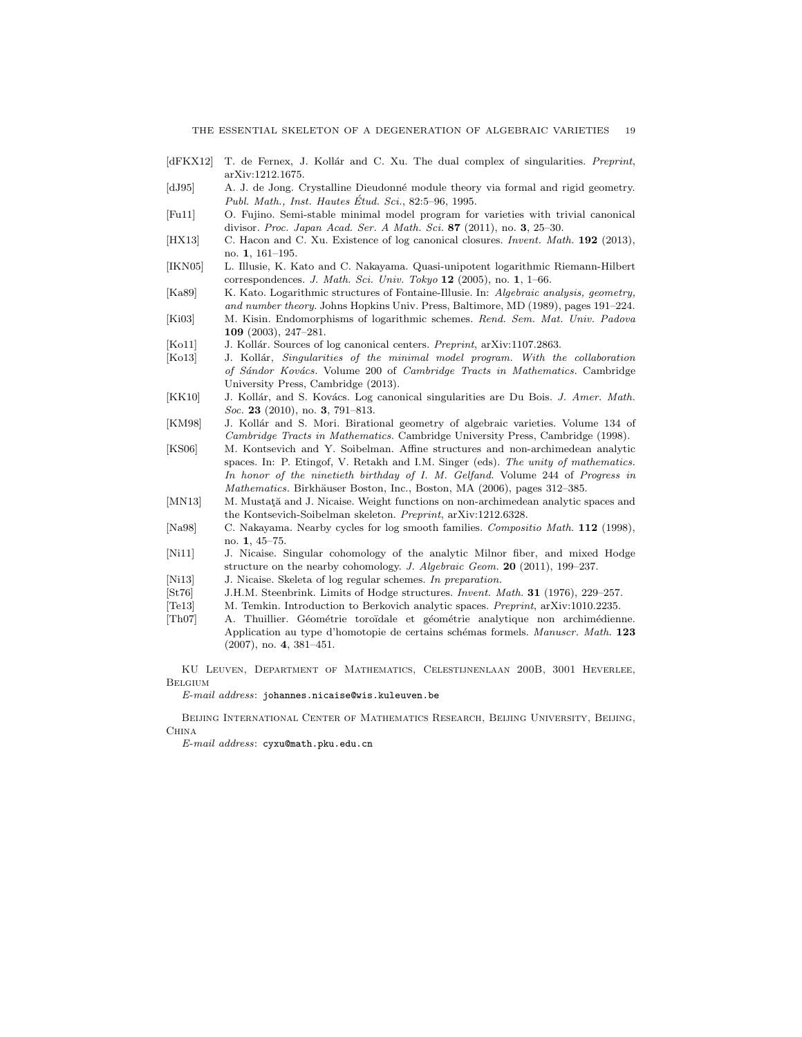[dFKX12] T. de Fernex, J. Kollár and C. Xu. The dual complex of singularities. *Preprint*, arXiv:1212.1675.

[dJ95] A. J. de Jong. Crystalline Dieudonné module theory via formal and rigid geometry. *Publ. Math., Inst. Hautes Étud. Sci.*, 82:5–96, 1995.

[Fu11] O. Fujino. Semi-stable minimal model program for varieties with trivial canonical divisor. *Proc. Japan Acad. Ser. A Math. Sci.* **87** (2011), no. **3**, 25–30.

[HX13] C. Hacon and C. Xu. Existence of log canonical closures. *Invent. Math.* **192** (2013), no. **1**, 161–195.

[IKN05] L. Illusie, K. Kato and C. Nakayama. Quasi-unipotent logarithmic Riemann-Hilbert correspondences. *J. Math. Sci. Univ. Tokyo* **12** (2005), no. **1**, 1–66.

[Ka89] K. Kato. Logarithmic structures of Fontaine-Illusie. In: *Algebraic analysis, geometry, and number theory.* Johns Hopkins Univ. Press, Baltimore, MD (1989), pages 191–224.

[Ki03] M. Kisin. Endomorphisms of logarithmic schemes. *Rend. Sem. Mat. Univ. Padova* **109** (2003), 247–281.

[Ko11] J. Kollár. Sources of log canonical centers. *Preprint*, arXiv:1107.2863.

[Ko13] J. Kollár, *Singularities of the minimal model program. With the collaboration of Sándor Kovács.* Volume 200 of *Cambridge Tracts in Mathematics*. Cambridge University Press, Cambridge (2013).

[KK10] J. Kollár, and S. Kovács. Log canonical singularities are Du Bois. *J. Amer. Math. Soc.* **23** (2010), no. **3**, 791–813.

[KM98] J. Kollár and S. Mori. Birational geometry of algebraic varieties. Volume 134 of *Cambridge Tracts in Mathematics.* Cambridge University Press, Cambridge (1998).

[KS06] M. Kontsevich and Y. Soibelman. Affine structures and non-archimedean analytic spaces. In: P. Etingof, V. Retakh and I.M. Singer (eds). *The unity of mathematics. In honor of the ninetieth birthday of I. M. Gelfand.* Volume 244 of *Progress in Mathematics*. Birkhäuser Boston, Inc., Boston, MA (2006), pages 312–385.

[MN13] M. Mustaţă and J. Nicaise. Weight functions on non-archimedean analytic spaces and the Kontsevich-Soibelman skeleton. *Preprint*, arXiv:1212.6328.

[Na98] C. Nakayama. Nearby cycles for log smooth families. *Compositio Math.* **112** (1998), no. **1**, 45–75.

[Ni11] J. Nicaise. Singular cohomology of the analytic Milnor fiber, and mixed Hodge structure on the nearby cohomology. *J. Algebraic Geom.* **20** (2011), 199–237.

[Ni13] J. Nicaise. Skeleta of log regular schemes. *In preparation.*

[St76] J.H.M. Steenbrink. Limits of Hodge structures. *Invent. Math.* **31** (1976), 229–257.

[Te13] M. Temkin. Introduction to Berkovich analytic spaces. *Preprint*, arXiv:1010.2235.

[Th07] A. Thuillier. Géométrie toroïdale et géométrie analytique non archimédienne. Application au type d'homotopie de certains schémas formels. *Manuscr. Math.* **123** (2007), no. **4**, 381–451.

KU Leuven, Department of Mathematics, Celestijnenlaan 200B, 3001 Heverlee, Belgium

*E-mail address*: johannes.nicaise@wis.kuleuven.be

Beijing International Center of Mathematics Research, Beijing University, Beijing, China

*E-mail address*: cyxu@math.pku.edu.cn